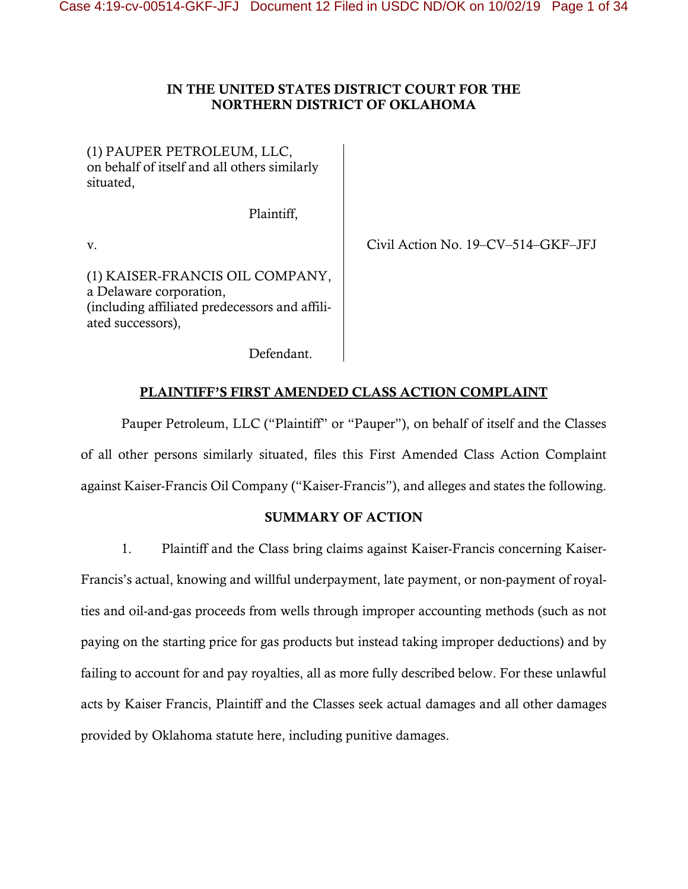**IN THE UNITED STATES DISTRICT COURT FOR THE NORTHERN DISTRICT OF OKLAHOMA**

| | |
|---|---|
| (1) PAUPER PETROLEUM, LLC, on behalf of itself and all others similarly situated,<br><br>Plaintiff,<br><br>v.<br><br>(1) KAISER-FRANCIS OIL COMPANY, a Delaware corporation, (including affiliated predecessors and affiliated successors),<br><br>Defendant. | Civil Action No. 19–CV–514–GKF–JFJ |

## PLAINTIFF'S FIRST AMENDED CLASS ACTION COMPLAINT

Pauper Petroleum, LLC ("Plaintiff" or "Pauper"), on behalf of itself and the Classes of all other persons similarly situated, files this First Amended Class Action Complaint against Kaiser-Francis Oil Company ("Kaiser-Francis"), and alleges and states the following.

### SUMMARY OF ACTION

1. Plaintiff and the Class bring claims against Kaiser-Francis concerning Kaiser-Francis's actual, knowing and willful underpayment, late payment, or non-payment of royalties and oil-and-gas proceeds from wells through improper accounting methods (such as not paying on the starting price for gas products but instead taking improper deductions) and by failing to account for and pay royalties, all as more fully described below. For these unlawful acts by Kaiser Francis, Plaintiff and the Classes seek actual damages and all other damages provided by Oklahoma statute here, including punitive damages.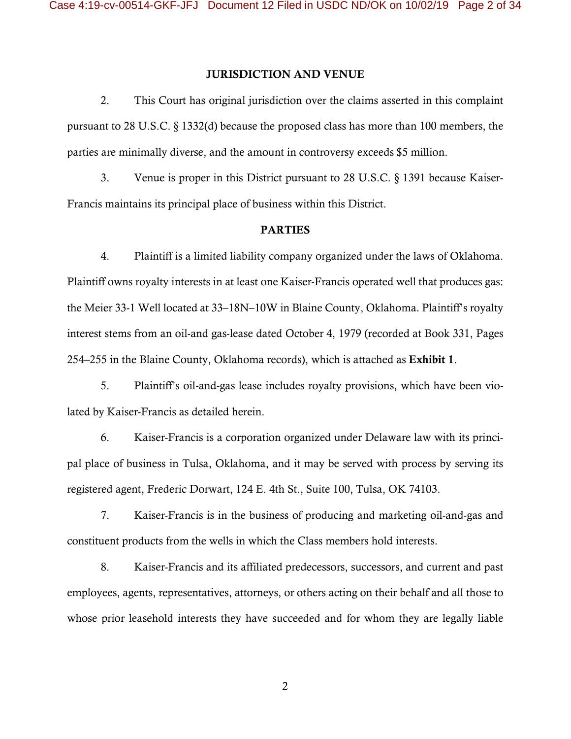## JURISDICTION AND VENUE

2. This Court has original jurisdiction over the claims asserted in this complaint pursuant to 28 U.S.C. § 1332(d) because the proposed class has more than 100 members, the parties are minimally diverse, and the amount in controversy exceeds $5 million.

3. Venue is proper in this District pursuant to 28 U.S.C. § 1391 because Kaiser-Francis maintains its principal place of business within this District.

## PARTIES

4. Plaintiff is a limited liability company organized under the laws of Oklahoma. Plaintiff owns royalty interests in at least one Kaiser-Francis operated well that produces gas: the Meier 33-1 Well located at 33–18N–10W in Blaine County, Oklahoma. Plaintiff's royalty interest stems from an oil-and gas-lease dated October 4, 1979 (recorded at Book 331, Pages 254–255 in the Blaine County, Oklahoma records), which is attached as **Exhibit 1**.

5. Plaintiff's oil-and-gas lease includes royalty provisions, which have been violated by Kaiser-Francis as detailed herein.

6. Kaiser-Francis is a corporation organized under Delaware law with its principal place of business in Tulsa, Oklahoma, and it may be served with process by serving its registered agent, Frederic Dorwart, 124 E. 4th St., Suite 100, Tulsa, OK 74103.

7. Kaiser-Francis is in the business of producing and marketing oil-and-gas and constituent products from the wells in which the Class members hold interests.

8. Kaiser-Francis and its affiliated predecessors, successors, and current and past employees, agents, representatives, attorneys, or others acting on their behalf and all those to whose prior leasehold interests they have succeeded and for whom they are legally liable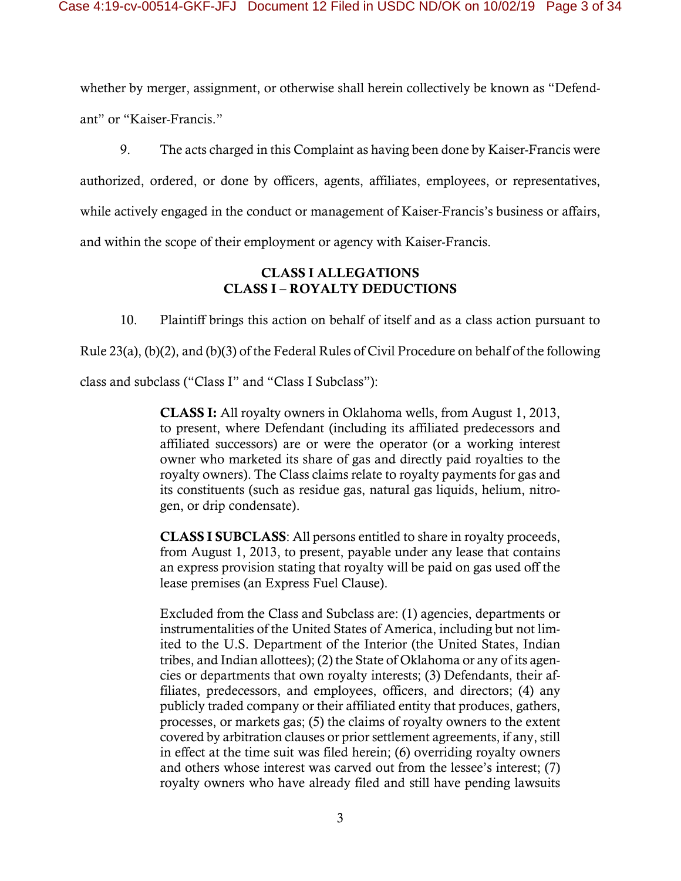whether by merger, assignment, or otherwise shall herein collectively be known as "Defendant" or "Kaiser-Francis."

9. The acts charged in this Complaint as having been done by Kaiser-Francis were authorized, ordered, or done by officers, agents, affiliates, employees, or representatives, while actively engaged in the conduct or management of Kaiser-Francis's business or affairs, and within the scope of their employment or agency with Kaiser-Francis.

## CLASS I ALLEGATIONS
## CLASS I – ROYALTY DEDUCTIONS

10. Plaintiff brings this action on behalf of itself and as a class action pursuant to Rule 23(a), (b)(2), and (b)(3) of the Federal Rules of Civil Procedure on behalf of the following class and subclass ("Class I" and "Class I Subclass"):

> **CLASS I:** All royalty owners in Oklahoma wells, from August 1, 2013, to present, where Defendant (including its affiliated predecessors and affiliated successors) are or were the operator (or a working interest owner who marketed its share of gas and directly paid royalties to the royalty owners). The Class claims relate to royalty payments for gas and its constituents (such as residue gas, natural gas liquids, helium, nitrogen, or drip condensate).
>
> **CLASS I SUBCLASS**: All persons entitled to share in royalty proceeds, from August 1, 2013, to present, payable under any lease that contains an express provision stating that royalty will be paid on gas used off the lease premises (an Express Fuel Clause).
>
> Excluded from the Class and Subclass are: (1) agencies, departments or instrumentalities of the United States of America, including but not limited to the U.S. Department of the Interior (the United States, Indian tribes, and Indian allottees); (2) the State of Oklahoma or any of its agencies or departments that own royalty interests; (3) Defendants, their affiliates, predecessors, and employees, officers, and directors; (4) any publicly traded company or their affiliated entity that produces, gathers, processes, or markets gas; (5) the claims of royalty owners to the extent covered by arbitration clauses or prior settlement agreements, if any, still in effect at the time suit was filed herein; (6) overriding royalty owners and others whose interest was carved out from the lessee's interest; (7) royalty owners who have already filed and still have pending lawsuits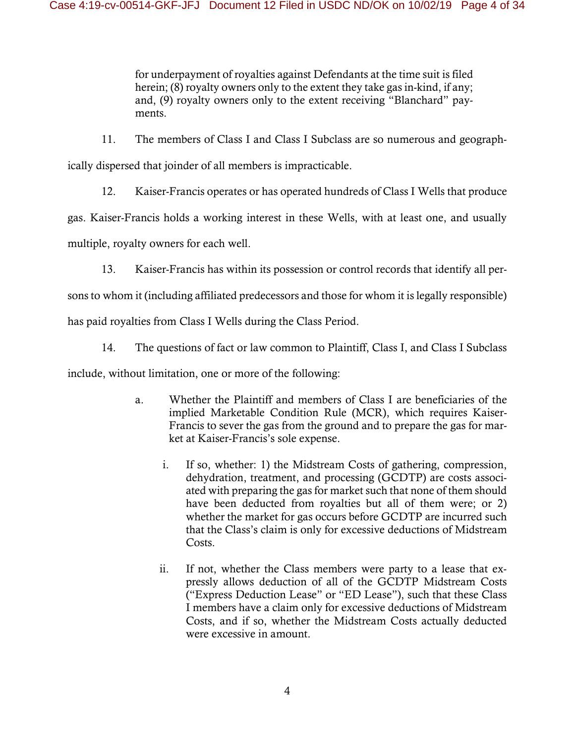for underpayment of royalties against Defendants at the time suit is filed herein; (8) royalty owners only to the extent they take gas in-kind, if any; and, (9) royalty owners only to the extent receiving "Blanchard" payments.

11. The members of Class I and Class I Subclass are so numerous and geographically dispersed that joinder of all members is impracticable.

12. Kaiser-Francis operates or has operated hundreds of Class I Wells that produce gas. Kaiser-Francis holds a working interest in these Wells, with at least one, and usually multiple, royalty owners for each well.

13. Kaiser-Francis has within its possession or control records that identify all persons to whom it (including affiliated predecessors and those for whom it is legally responsible) has paid royalties from Class I Wells during the Class Period.

14. The questions of fact or law common to Plaintiff, Class I, and Class I Subclass include, without limitation, one or more of the following:

a. Whether the Plaintiff and members of Class I are beneficiaries of the implied Marketable Condition Rule (MCR), which requires Kaiser-Francis to sever the gas from the ground and to prepare the gas for market at Kaiser-Francis's sole expense.

   i. If so, whether: 1) the Midstream Costs of gathering, compression, dehydration, treatment, and processing (GCDTP) are costs associated with preparing the gas for market such that none of them should have been deducted from royalties but all of them were; or 2) whether the market for gas occurs before GCDTP are incurred such that the Class's claim is only for excessive deductions of Midstream Costs.

   ii. If not, whether the Class members were party to a lease that expressly allows deduction of all of the GCDTP Midstream Costs ("Express Deduction Lease" or "ED Lease"), such that these Class I members have a claim only for excessive deductions of Midstream Costs, and if so, whether the Midstream Costs actually deducted were excessive in amount.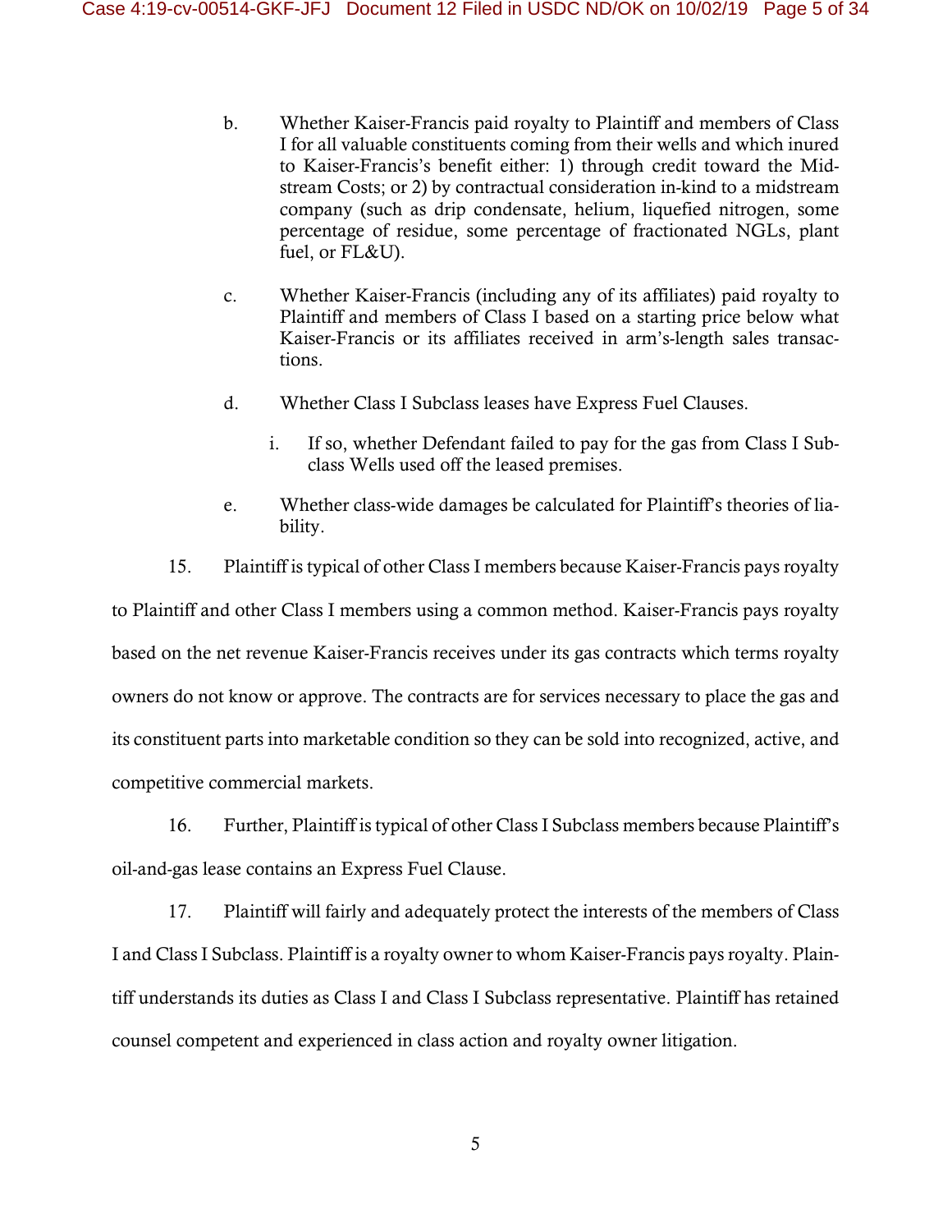b. Whether Kaiser-Francis paid royalty to Plaintiff and members of Class I for all valuable constituents coming from their wells and which inured to Kaiser-Francis's benefit either: 1) through credit toward the Midstream Costs; or 2) by contractual consideration in-kind to a midstream company (such as drip condensate, helium, liquefied nitrogen, some percentage of residue, some percentage of fractionated NGLs, plant fuel, or FL&U).

c. Whether Kaiser-Francis (including any of its affiliates) paid royalty to Plaintiff and members of Class I based on a starting price below what Kaiser-Francis or its affiliates received in arm's-length sales transactions.

d. Whether Class I Subclass leases have Express Fuel Clauses.

   i. If so, whether Defendant failed to pay for the gas from Class I Subclass Wells used off the leased premises.

e. Whether class-wide damages be calculated for Plaintiff's theories of liability.

15. Plaintiff is typical of other Class I members because Kaiser-Francis pays royalty to Plaintiff and other Class I members using a common method. Kaiser-Francis pays royalty based on the net revenue Kaiser-Francis receives under its gas contracts which terms royalty owners do not know or approve. The contracts are for services necessary to place the gas and its constituent parts into marketable condition so they can be sold into recognized, active, and competitive commercial markets.

16. Further, Plaintiff is typical of other Class I Subclass members because Plaintiff's oil-and-gas lease contains an Express Fuel Clause.

17. Plaintiff will fairly and adequately protect the interests of the members of Class I and Class I Subclass. Plaintiff is a royalty owner to whom Kaiser-Francis pays royalty. Plaintiff understands its duties as Class I and Class I Subclass representative. Plaintiff has retained counsel competent and experienced in class action and royalty owner litigation.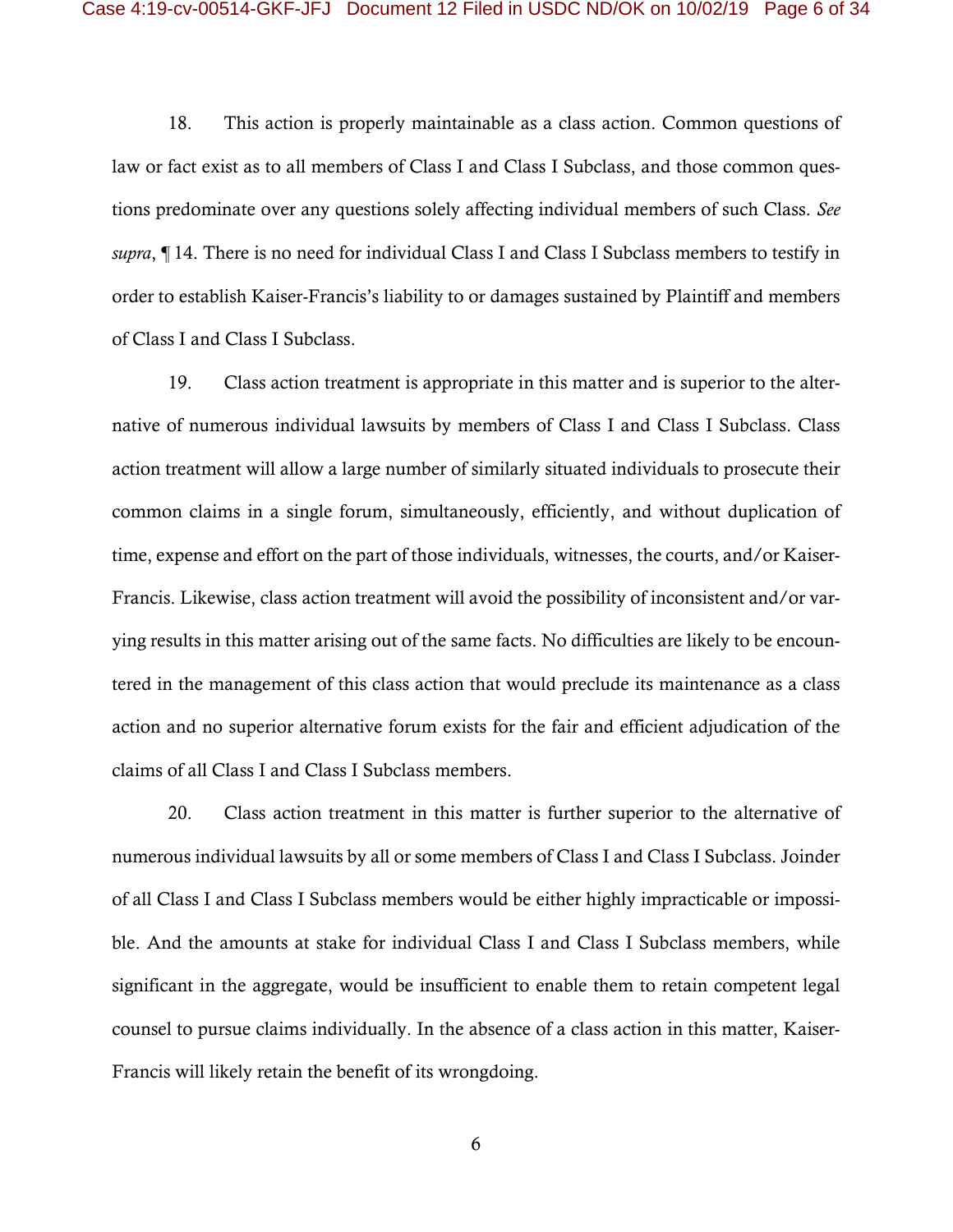18. This action is properly maintainable as a class action. Common questions of law or fact exist as to all members of Class I and Class I Subclass, and those common questions predominate over any questions solely affecting individual members of such Class. *See supra*, ¶ 14. There is no need for individual Class I and Class I Subclass members to testify in order to establish Kaiser-Francis's liability to or damages sustained by Plaintiff and members of Class I and Class I Subclass.

19. Class action treatment is appropriate in this matter and is superior to the alternative of numerous individual lawsuits by members of Class I and Class I Subclass. Class action treatment will allow a large number of similarly situated individuals to prosecute their common claims in a single forum, simultaneously, efficiently, and without duplication of time, expense and effort on the part of those individuals, witnesses, the courts, and/or Kaiser-Francis. Likewise, class action treatment will avoid the possibility of inconsistent and/or varying results in this matter arising out of the same facts. No difficulties are likely to be encountered in the management of this class action that would preclude its maintenance as a class action and no superior alternative forum exists for the fair and efficient adjudication of the claims of all Class I and Class I Subclass members.

20. Class action treatment in this matter is further superior to the alternative of numerous individual lawsuits by all or some members of Class I and Class I Subclass. Joinder of all Class I and Class I Subclass members would be either highly impracticable or impossible. And the amounts at stake for individual Class I and Class I Subclass members, while significant in the aggregate, would be insufficient to enable them to retain competent legal counsel to pursue claims individually. In the absence of a class action in this matter, Kaiser-Francis will likely retain the benefit of its wrongdoing.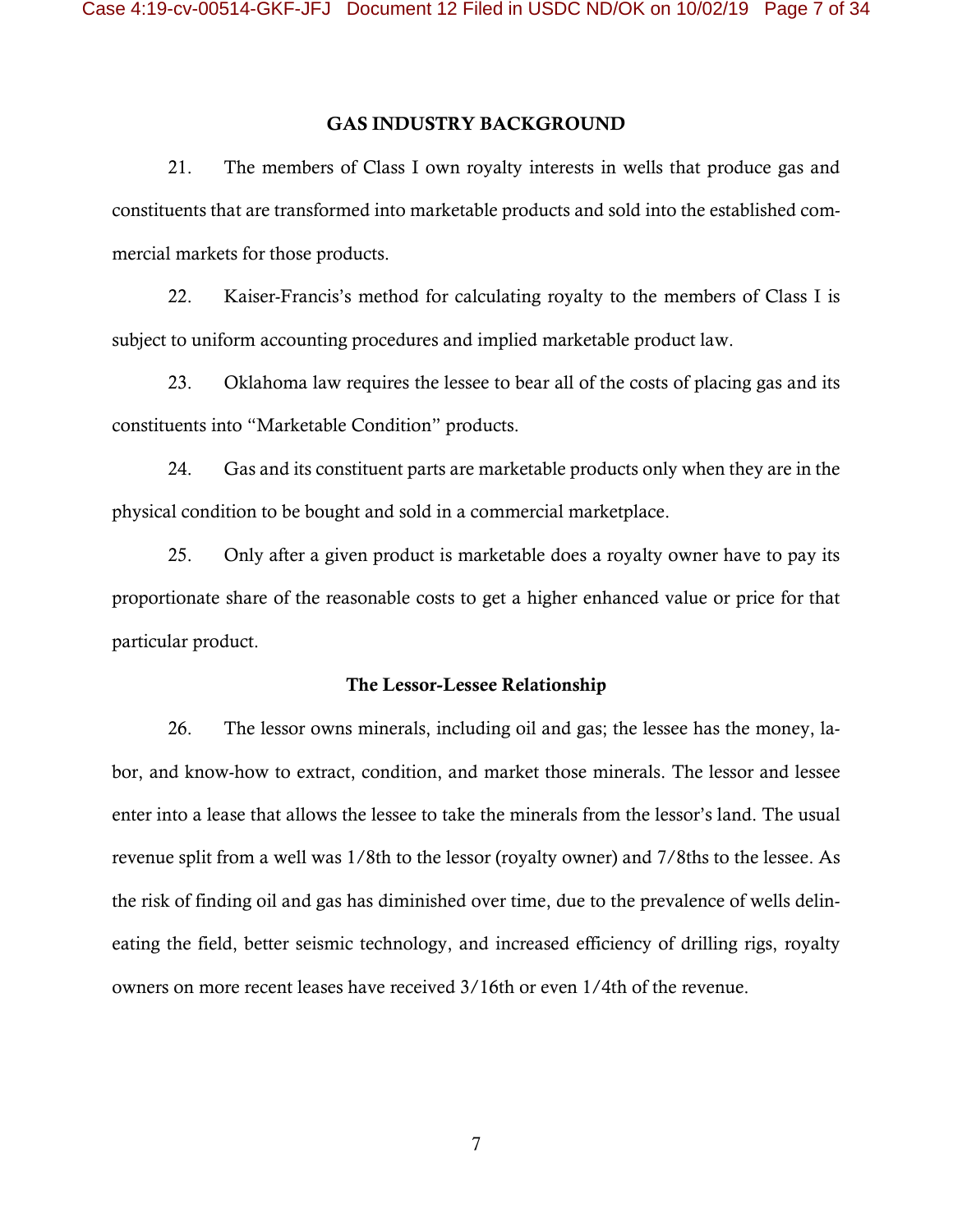## GAS INDUSTRY BACKGROUND

21. The members of Class I own royalty interests in wells that produce gas and constituents that are transformed into marketable products and sold into the established commercial markets for those products.

22. Kaiser-Francis's method for calculating royalty to the members of Class I is subject to uniform accounting procedures and implied marketable product law.

23. Oklahoma law requires the lessee to bear all of the costs of placing gas and its constituents into "Marketable Condition" products.

24. Gas and its constituent parts are marketable products only when they are in the physical condition to be bought and sold in a commercial marketplace.

25. Only after a given product is marketable does a royalty owner have to pay its proportionate share of the reasonable costs to get a higher enhanced value or price for that particular product.

### The Lessor-Lessee Relationship

26. The lessor owns minerals, including oil and gas; the lessee has the money, labor, and know-how to extract, condition, and market those minerals. The lessor and lessee enter into a lease that allows the lessee to take the minerals from the lessor's land. The usual revenue split from a well was 1/8th to the lessor (royalty owner) and 7/8ths to the lessee. As the risk of finding oil and gas has diminished over time, due to the prevalence of wells delineating the field, better seismic technology, and increased efficiency of drilling rigs, royalty owners on more recent leases have received 3/16th or even 1/4th of the revenue.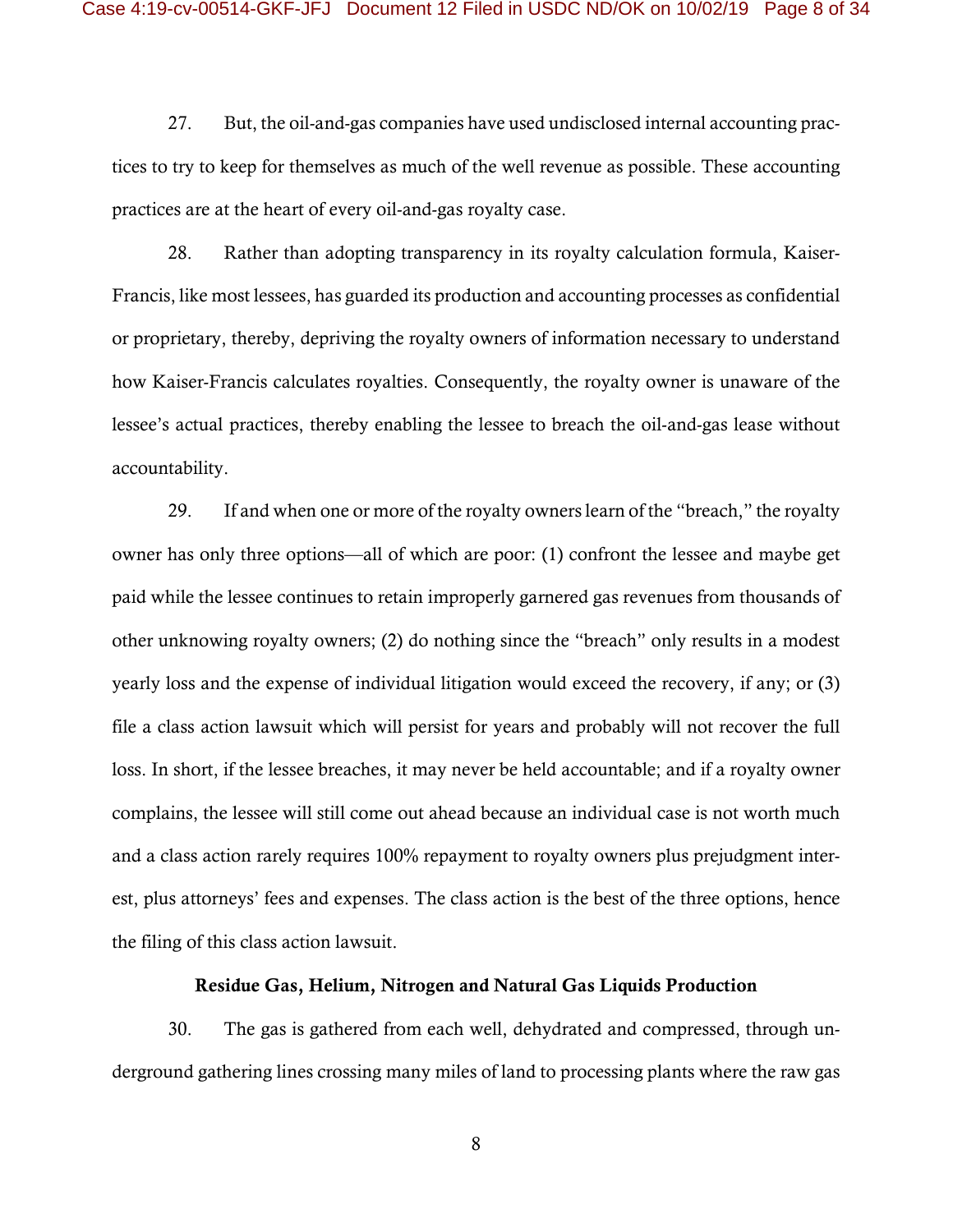27. But, the oil-and-gas companies have used undisclosed internal accounting practices to try to keep for themselves as much of the well revenue as possible. These accounting practices are at the heart of every oil-and-gas royalty case.

28. Rather than adopting transparency in its royalty calculation formula, Kaiser-Francis, like most lessees, has guarded its production and accounting processes as confidential or proprietary, thereby, depriving the royalty owners of information necessary to understand how Kaiser-Francis calculates royalties. Consequently, the royalty owner is unaware of the lessee's actual practices, thereby enabling the lessee to breach the oil-and-gas lease without accountability.

29. If and when one or more of the royalty owners learn of the "breach," the royalty owner has only three options—all of which are poor: (1) confront the lessee and maybe get paid while the lessee continues to retain improperly garnered gas revenues from thousands of other unknowing royalty owners; (2) do nothing since the "breach" only results in a modest yearly loss and the expense of individual litigation would exceed the recovery, if any; or (3) file a class action lawsuit which will persist for years and probably will not recover the full loss. In short, if the lessee breaches, it may never be held accountable; and if a royalty owner complains, the lessee will still come out ahead because an individual case is not worth much and a class action rarely requires 100% repayment to royalty owners plus prejudgment interest, plus attorneys' fees and expenses. The class action is the best of the three options, hence the filing of this class action lawsuit.

**Residue Gas, Helium, Nitrogen and Natural Gas Liquids Production**

30. The gas is gathered from each well, dehydrated and compressed, through underground gathering lines crossing many miles of land to processing plants where the raw gas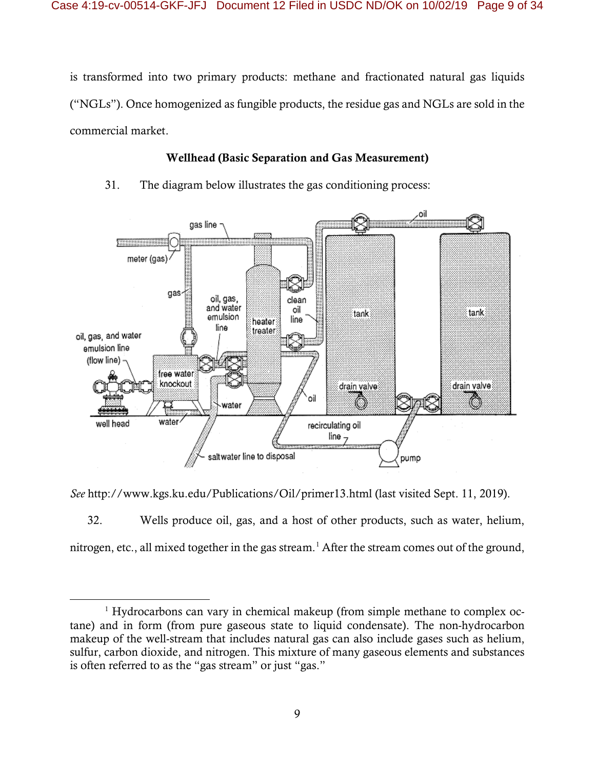is transformed into two primary products: methane and fractionated natural gas liquids ("NGLs"). Once homogenized as fungible products, the residue gas and NGLs are sold in the commercial market.

**Wellhead (Basic Separation and Gas Measurement)**

31. The diagram below illustrates the gas conditioning process:

*See* http://www.kgs.ku.edu/Publications/Oil/primer13.html (last visited Sept. 11, 2019).

32. Wells produce oil, gas, and a host of other products, such as water, helium, nitrogen, etc., all mixed together in the gas stream.[1] After the stream comes out of the ground,

---

[1] Hydrocarbons can vary in chemical makeup (from simple methane to complex octane) and in form (from pure gaseous state to liquid condensate). The non-hydrocarbon makeup of the well-stream that includes natural gas can also include gases such as helium, sulfur, carbon dioxide, and nitrogen. This mixture of many gaseous elements and substances is often referred to as the "gas stream" or just "gas."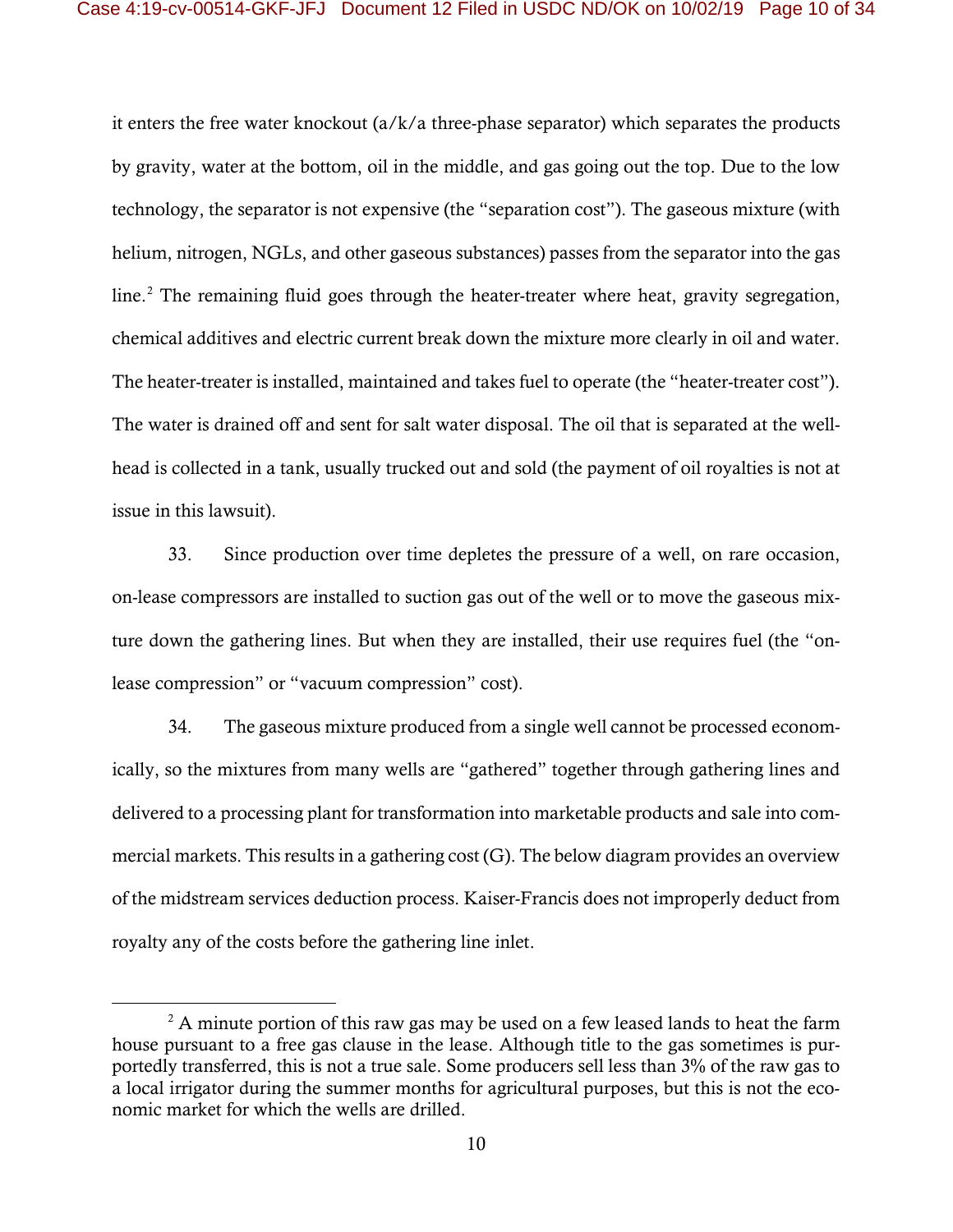it enters the free water knockout (a/k/a three-phase separator) which separates the products by gravity, water at the bottom, oil in the middle, and gas going out the top. Due to the low technology, the separator is not expensive (the "separation cost"). The gaseous mixture (with helium, nitrogen, NGLs, and other gaseous substances) passes from the separator into the gas line.[2] The remaining fluid goes through the heater-treater where heat, gravity segregation, chemical additives and electric current break down the mixture more clearly in oil and water. The heater-treater is installed, maintained and takes fuel to operate (the "heater-treater cost"). The water is drained off and sent for salt water disposal. The oil that is separated at the well-head is collected in a tank, usually trucked out and sold (the payment of oil royalties is not at issue in this lawsuit).

33. Since production over time depletes the pressure of a well, on rare occasion, on-lease compressors are installed to suction gas out of the well or to move the gaseous mixture down the gathering lines. But when they are installed, their use requires fuel (the "on-lease compression" or "vacuum compression" cost).

34. The gaseous mixture produced from a single well cannot be processed economically, so the mixtures from many wells are "gathered" together through gathering lines and delivered to a processing plant for transformation into marketable products and sale into commercial markets. This results in a gathering cost (G). The below diagram provides an overview of the midstream services deduction process. Kaiser-Francis does not improperly deduct from royalty any of the costs before the gathering line inlet.

---

[2] A minute portion of this raw gas may be used on a few leased lands to heat the farm house pursuant to a free gas clause in the lease. Although title to the gas sometimes is purportedly transferred, this is not a true sale. Some producers sell less than 3% of the raw gas to a local irrigator during the summer months for agricultural purposes, but this is not the economic market for which the wells are drilled.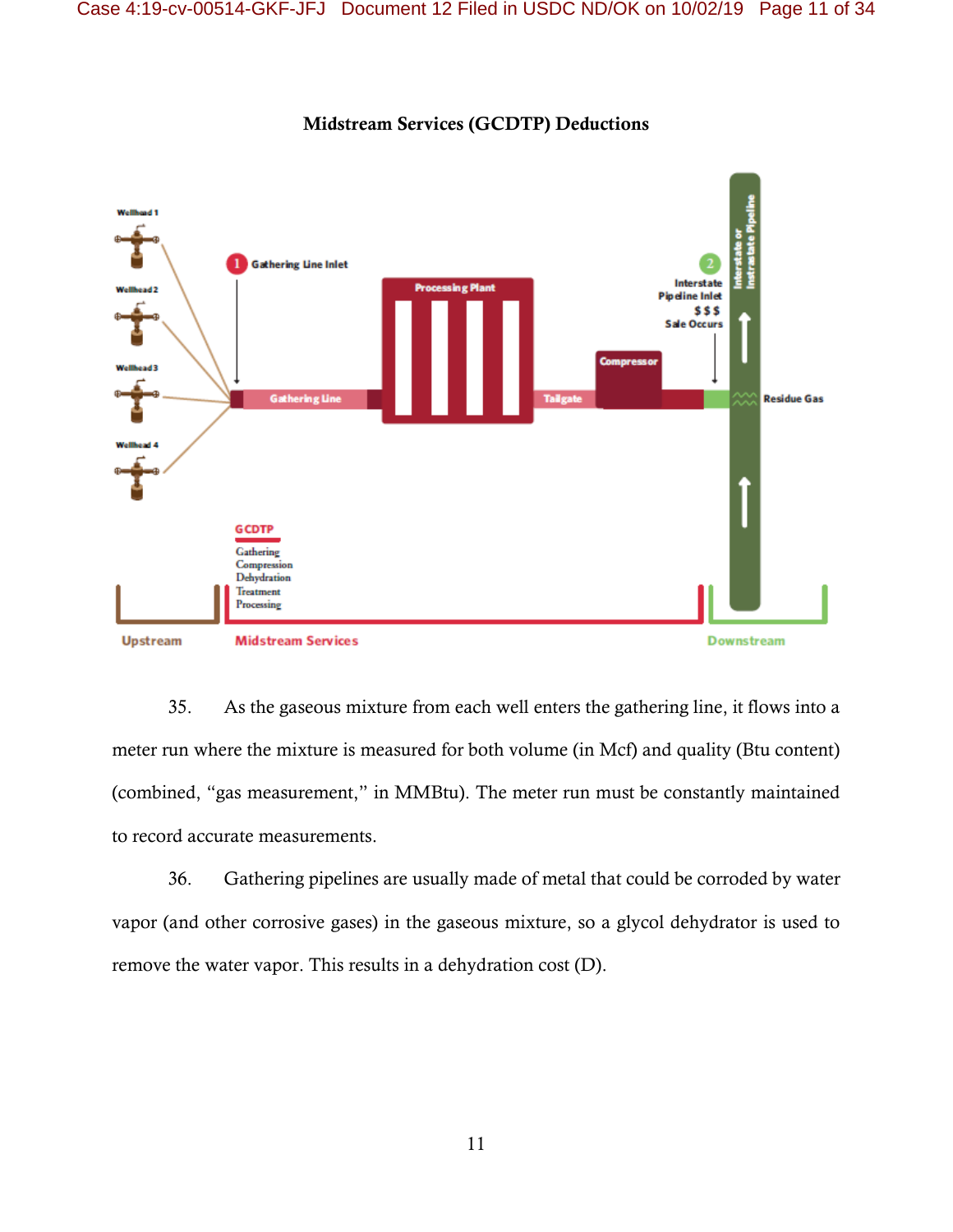**Midstream Services (GCDTP) Deductions**

Wellhead 1

Wellhead 2

Wellhead 3

Wellhead 4

1 Gathering Line Inlet

Gathering Line

Processing Plant

Tailgate

Compressor

2 Interstate Pipeline Inlet $ $ $ Sale Occurs

Interstate or Intrastate Pipeline

Residue Gas

GCDTP
Gathering
Compression
Dehydration
Treatment
Processing

Upstream

Midstream Services

Downstream

35. As the gaseous mixture from each well enters the gathering line, it flows into a meter run where the mixture is measured for both volume (in Mcf) and quality (Btu content) (combined, "gas measurement," in MMBtu). The meter run must be constantly maintained to record accurate measurements.

36. Gathering pipelines are usually made of metal that could be corroded by water vapor (and other corrosive gases) in the gaseous mixture, so a glycol dehydrator is used to remove the water vapor. This results in a dehydration cost (D).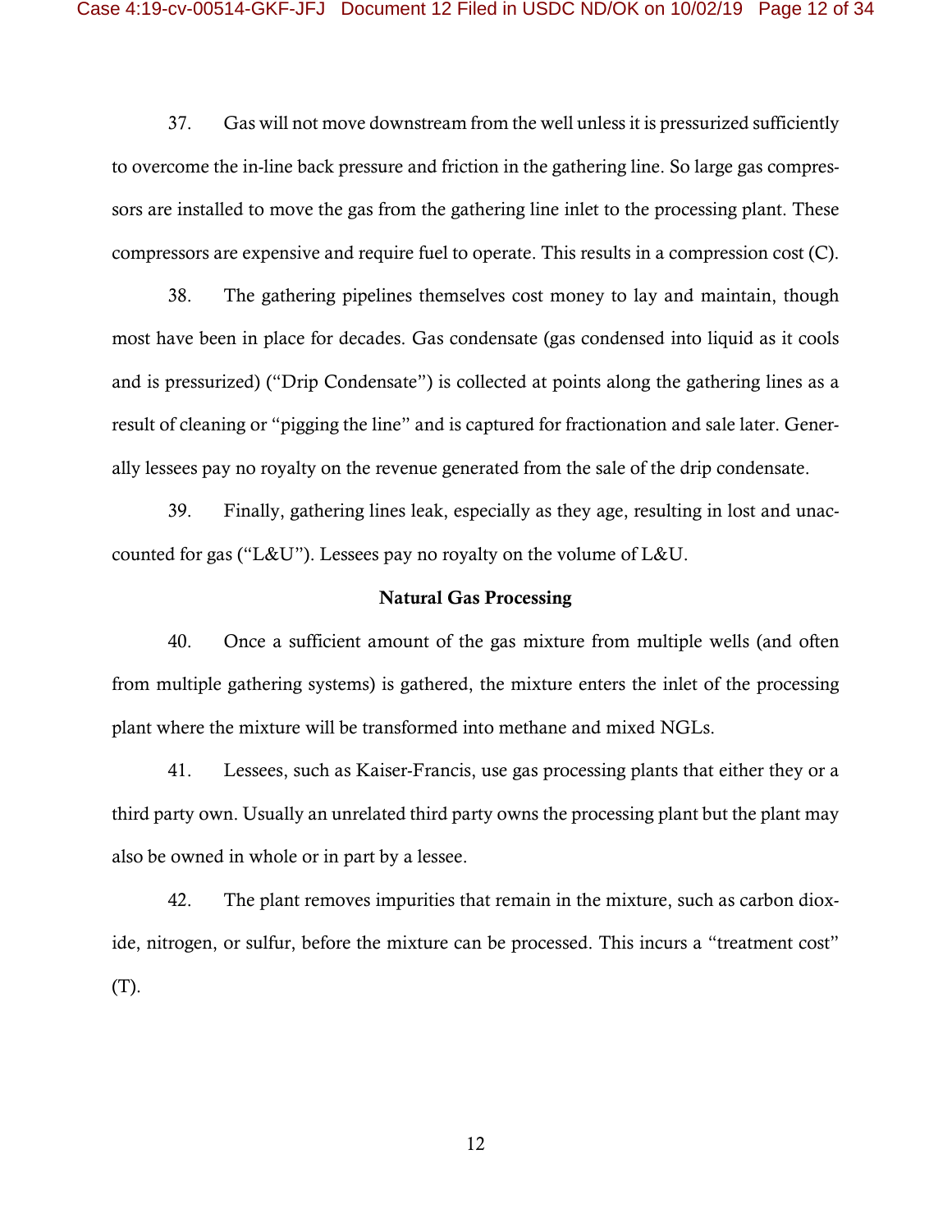37. Gas will not move downstream from the well unless it is pressurized sufficiently to overcome the in-line back pressure and friction in the gathering line. So large gas compressors are installed to move the gas from the gathering line inlet to the processing plant. These compressors are expensive and require fuel to operate. This results in a compression cost (C).

38. The gathering pipelines themselves cost money to lay and maintain, though most have been in place for decades. Gas condensate (gas condensed into liquid as it cools and is pressurized) ("Drip Condensate") is collected at points along the gathering lines as a result of cleaning or "pigging the line" and is captured for fractionation and sale later. Generally lessees pay no royalty on the revenue generated from the sale of the drip condensate.

39. Finally, gathering lines leak, especially as they age, resulting in lost and unaccounted for gas ("L&U"). Lessees pay no royalty on the volume of L&U.

**Natural Gas Processing**

40. Once a sufficient amount of the gas mixture from multiple wells (and often from multiple gathering systems) is gathered, the mixture enters the inlet of the processing plant where the mixture will be transformed into methane and mixed NGLs.

41. Lessees, such as Kaiser-Francis, use gas processing plants that either they or a third party own. Usually an unrelated third party owns the processing plant but the plant may also be owned in whole or in part by a lessee.

42. The plant removes impurities that remain in the mixture, such as carbon dioxide, nitrogen, or sulfur, before the mixture can be processed. This incurs a "treatment cost" (T).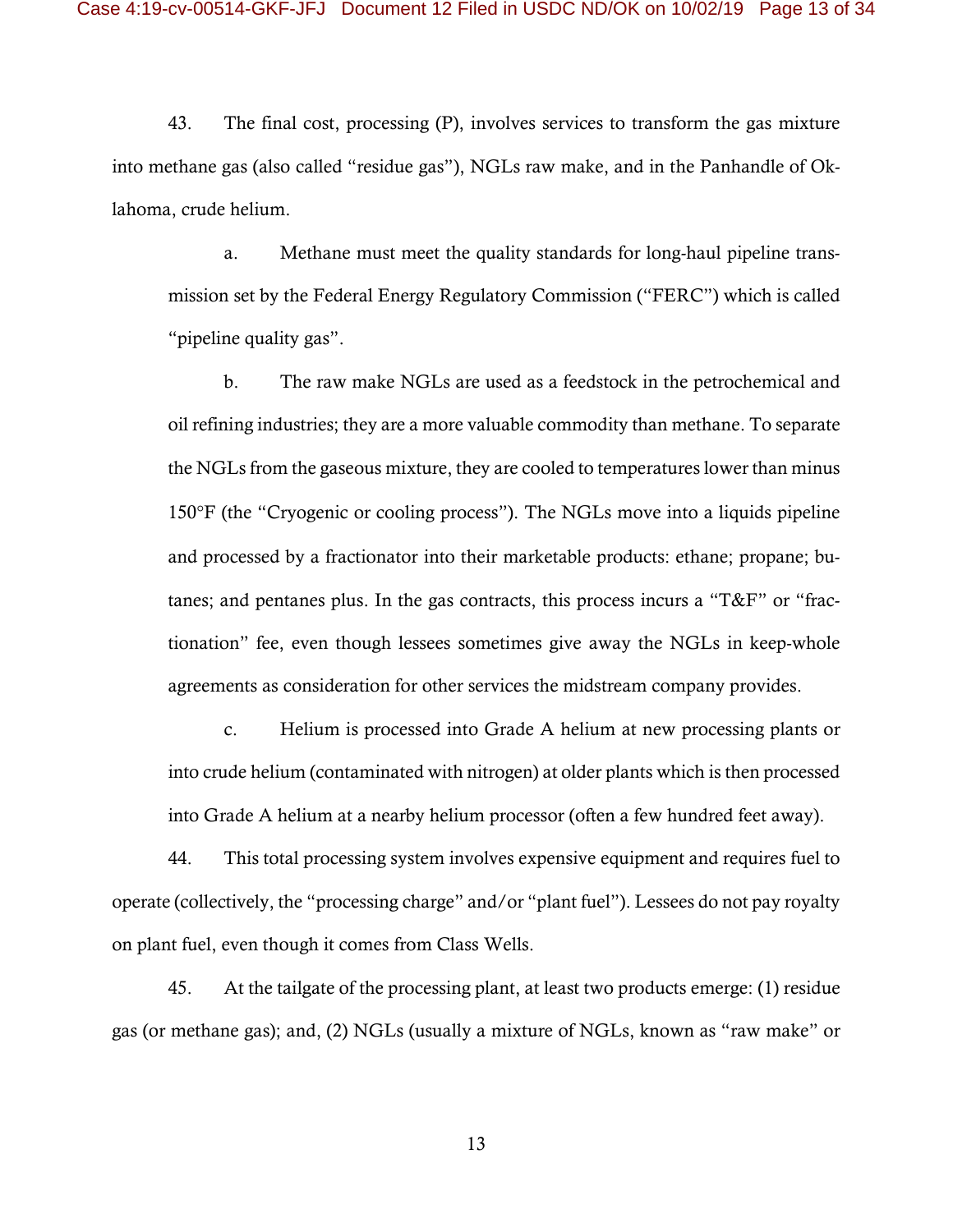43. The final cost, processing (P), involves services to transform the gas mixture into methane gas (also called "residue gas"), NGLs raw make, and in the Panhandle of Oklahoma, crude helium.

a. Methane must meet the quality standards for long-haul pipeline transmission set by the Federal Energy Regulatory Commission ("FERC") which is called "pipeline quality gas".

b. The raw make NGLs are used as a feedstock in the petrochemical and oil refining industries; they are a more valuable commodity than methane. To separate the NGLs from the gaseous mixture, they are cooled to temperatures lower than minus 150°F (the "Cryogenic or cooling process"). The NGLs move into a liquids pipeline and processed by a fractionator into their marketable products: ethane; propane; butanes; and pentanes plus. In the gas contracts, this process incurs a "T&F" or "fractionation" fee, even though lessees sometimes give away the NGLs in keep-whole agreements as consideration for other services the midstream company provides.

c. Helium is processed into Grade A helium at new processing plants or into crude helium (contaminated with nitrogen) at older plants which is then processed into Grade A helium at a nearby helium processor (often a few hundred feet away).

44. This total processing system involves expensive equipment and requires fuel to operate (collectively, the "processing charge" and/or "plant fuel"). Lessees do not pay royalty on plant fuel, even though it comes from Class Wells.

45. At the tailgate of the processing plant, at least two products emerge: (1) residue gas (or methane gas); and, (2) NGLs (usually a mixture of NGLs, known as "raw make" or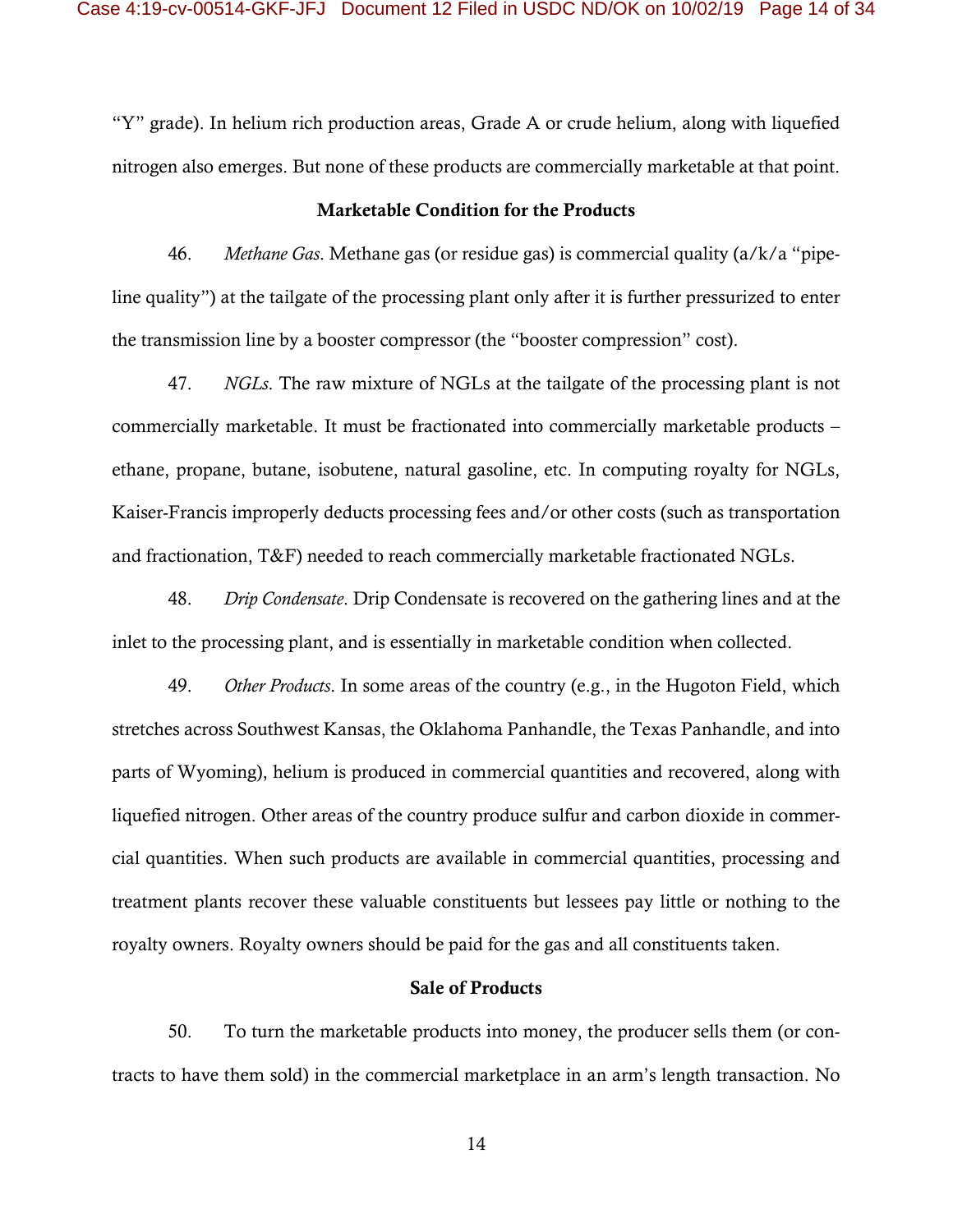"Y" grade). In helium rich production areas, Grade A or crude helium, along with liquefied nitrogen also emerges. But none of these products are commercially marketable at that point.

### Marketable Condition for the Products

46. *Methane Gas*. Methane gas (or residue gas) is commercial quality (a/k/a "pipeline quality") at the tailgate of the processing plant only after it is further pressurized to enter the transmission line by a booster compressor (the "booster compression" cost).

47. *NGLs*. The raw mixture of NGLs at the tailgate of the processing plant is not commercially marketable. It must be fractionated into commercially marketable products – ethane, propane, butane, isobutene, natural gasoline, etc. In computing royalty for NGLs, Kaiser-Francis improperly deducts processing fees and/or other costs (such as transportation and fractionation, T&F) needed to reach commercially marketable fractionated NGLs.

48. *Drip Condensate*. Drip Condensate is recovered on the gathering lines and at the inlet to the processing plant, and is essentially in marketable condition when collected.

49. *Other Products*. In some areas of the country (e.g., in the Hugoton Field, which stretches across Southwest Kansas, the Oklahoma Panhandle, the Texas Panhandle, and into parts of Wyoming), helium is produced in commercial quantities and recovered, along with liquefied nitrogen. Other areas of the country produce sulfur and carbon dioxide in commercial quantities. When such products are available in commercial quantities, processing and treatment plants recover these valuable constituents but lessees pay little or nothing to the royalty owners. Royalty owners should be paid for the gas and all constituents taken.

### Sale of Products

50. To turn the marketable products into money, the producer sells them (or contracts to have them sold) in the commercial marketplace in an arm's length transaction. No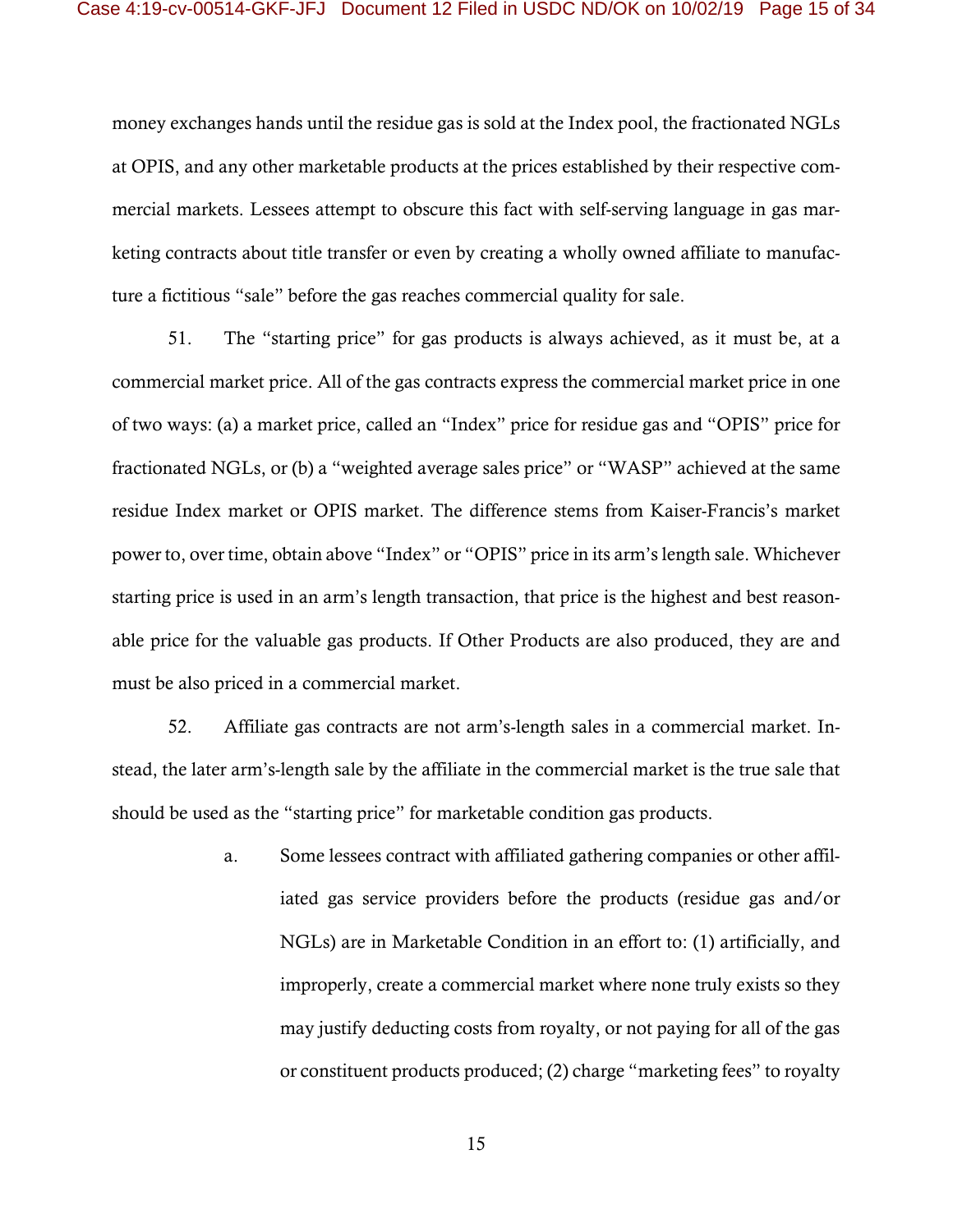money exchanges hands until the residue gas is sold at the Index pool, the fractionated NGLs at OPIS, and any other marketable products at the prices established by their respective commercial markets. Lessees attempt to obscure this fact with self-serving language in gas marketing contracts about title transfer or even by creating a wholly owned affiliate to manufacture a fictitious "sale" before the gas reaches commercial quality for sale.

51. The "starting price" for gas products is always achieved, as it must be, at a commercial market price. All of the gas contracts express the commercial market price in one of two ways: (a) a market price, called an "Index" price for residue gas and "OPIS" price for fractionated NGLs, or (b) a "weighted average sales price" or "WASP" achieved at the same residue Index market or OPIS market. The difference stems from Kaiser-Francis's market power to, over time, obtain above "Index" or "OPIS" price in its arm's length sale. Whichever starting price is used in an arm's length transaction, that price is the highest and best reasonable price for the valuable gas products. If Other Products are also produced, they are and must be also priced in a commercial market.

52. Affiliate gas contracts are not arm's-length sales in a commercial market. Instead, the later arm's-length sale by the affiliate in the commercial market is the true sale that should be used as the "starting price" for marketable condition gas products.

a. Some lessees contract with affiliated gathering companies or other affiliated gas service providers before the products (residue gas and/or NGLs) are in Marketable Condition in an effort to: (1) artificially, and improperly, create a commercial market where none truly exists so they may justify deducting costs from royalty, or not paying for all of the gas or constituent products produced; (2) charge "marketing fees" to royalty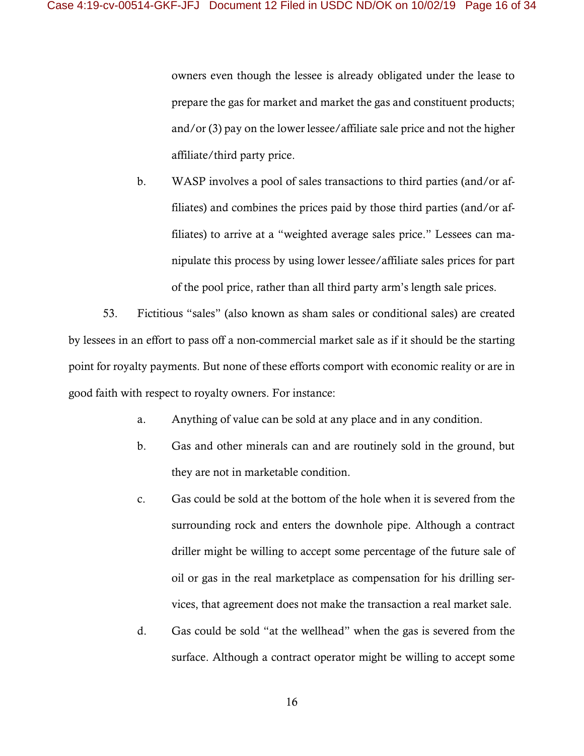owners even though the lessee is already obligated under the lease to prepare the gas for market and market the gas and constituent products; and/or (3) pay on the lower lessee/affiliate sale price and not the higher affiliate/third party price.

b. WASP involves a pool of sales transactions to third parties (and/or affiliates) and combines the prices paid by those third parties (and/or affiliates) to arrive at a "weighted average sales price." Lessees can manipulate this process by using lower lessee/affiliate sales prices for part of the pool price, rather than all third party arm's length sale prices.

53. Fictitious "sales" (also known as sham sales or conditional sales) are created by lessees in an effort to pass off a non-commercial market sale as if it should be the starting point for royalty payments. But none of these efforts comport with economic reality or are in good faith with respect to royalty owners. For instance:

a. Anything of value can be sold at any place and in any condition.

b. Gas and other minerals can and are routinely sold in the ground, but they are not in marketable condition.

c. Gas could be sold at the bottom of the hole when it is severed from the surrounding rock and enters the downhole pipe. Although a contract driller might be willing to accept some percentage of the future sale of oil or gas in the real marketplace as compensation for his drilling services, that agreement does not make the transaction a real market sale.

d. Gas could be sold "at the wellhead" when the gas is severed from the surface. Although a contract operator might be willing to accept some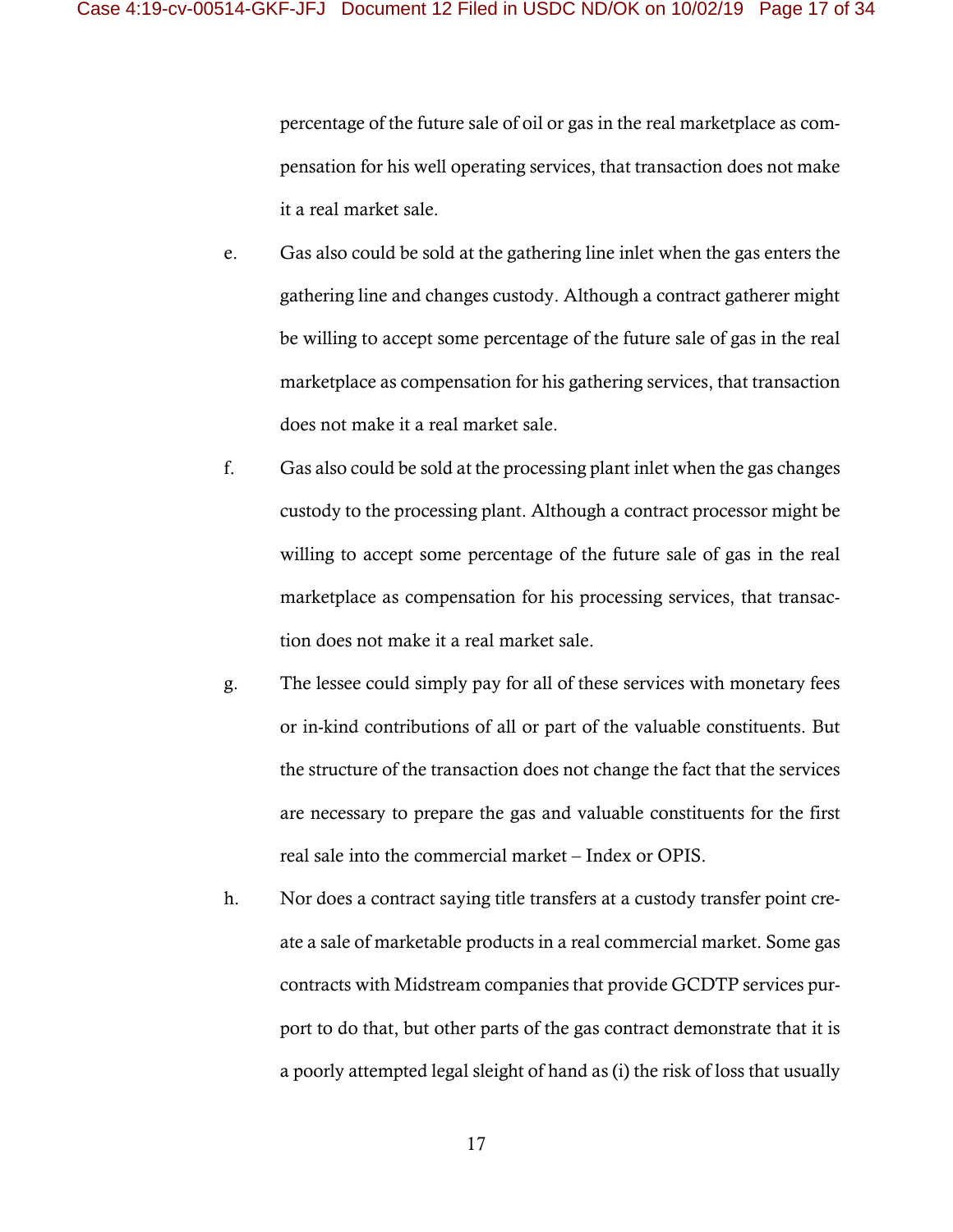percentage of the future sale of oil or gas in the real marketplace as compensation for his well operating services, that transaction does not make it a real market sale.

e. Gas also could be sold at the gathering line inlet when the gas enters the gathering line and changes custody. Although a contract gatherer might be willing to accept some percentage of the future sale of gas in the real marketplace as compensation for his gathering services, that transaction does not make it a real market sale.

f. Gas also could be sold at the processing plant inlet when the gas changes custody to the processing plant. Although a contract processor might be willing to accept some percentage of the future sale of gas in the real marketplace as compensation for his processing services, that transaction does not make it a real market sale.

g. The lessee could simply pay for all of these services with monetary fees or in-kind contributions of all or part of the valuable constituents. But the structure of the transaction does not change the fact that the services are necessary to prepare the gas and valuable constituents for the first real sale into the commercial market – Index or OPIS.

h. Nor does a contract saying title transfers at a custody transfer point create a sale of marketable products in a real commercial market. Some gas contracts with Midstream companies that provide GCDTP services purport to do that, but other parts of the gas contract demonstrate that it is a poorly attempted legal sleight of hand as (i) the risk of loss that usually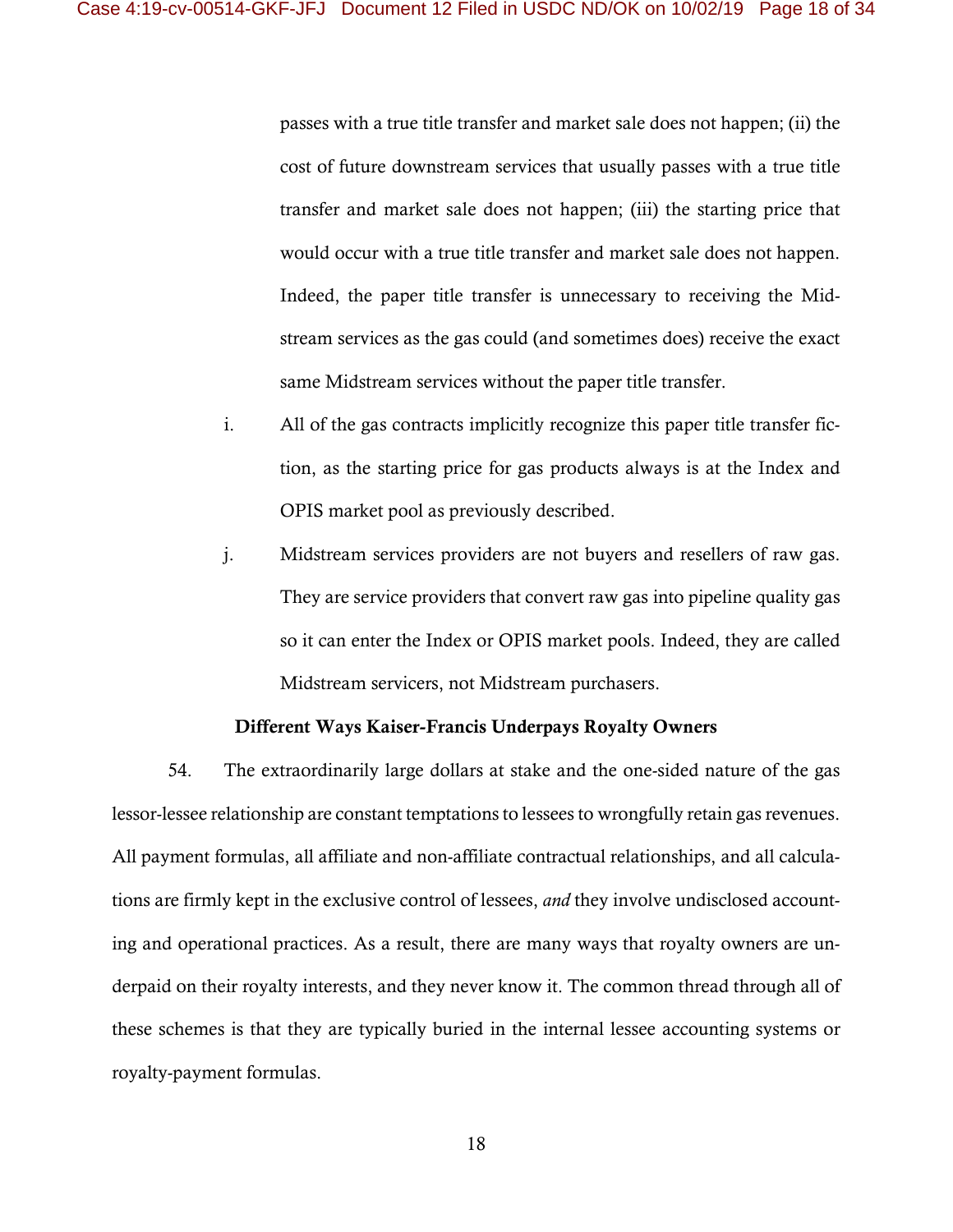passes with a true title transfer and market sale does not happen; (ii) the cost of future downstream services that usually passes with a true title transfer and market sale does not happen; (iii) the starting price that would occur with a true title transfer and market sale does not happen. Indeed, the paper title transfer is unnecessary to receiving the Midstream services as the gas could (and sometimes does) receive the exact same Midstream services without the paper title transfer.

i. All of the gas contracts implicitly recognize this paper title transfer fiction, as the starting price for gas products always is at the Index and OPIS market pool as previously described.

j. Midstream services providers are not buyers and resellers of raw gas. They are service providers that convert raw gas into pipeline quality gas so it can enter the Index or OPIS market pools. Indeed, they are called Midstream servicers, not Midstream purchasers.

**Different Ways Kaiser-Francis Underpays Royalty Owners**

54. The extraordinarily large dollars at stake and the one-sided nature of the gas lessor-lessee relationship are constant temptations to lessees to wrongfully retain gas revenues. All payment formulas, all affiliate and non-affiliate contractual relationships, and all calculations are firmly kept in the exclusive control of lessees, *and* they involve undisclosed accounting and operational practices. As a result, there are many ways that royalty owners are underpaid on their royalty interests, and they never know it. The common thread through all of these schemes is that they are typically buried in the internal lessee accounting systems or royalty-payment formulas.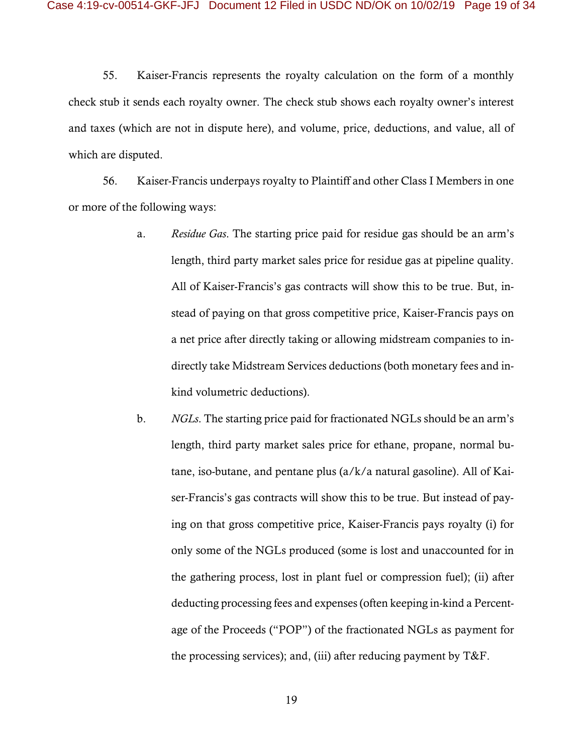55. Kaiser-Francis represents the royalty calculation on the form of a monthly check stub it sends each royalty owner. The check stub shows each royalty owner's interest and taxes (which are not in dispute here), and volume, price, deductions, and value, all of which are disputed.

56. Kaiser-Francis underpays royalty to Plaintiff and other Class I Members in one or more of the following ways:

a. *Residue Gas*. The starting price paid for residue gas should be an arm's length, third party market sales price for residue gas at pipeline quality. All of Kaiser-Francis's gas contracts will show this to be true. But, instead of paying on that gross competitive price, Kaiser-Francis pays on a net price after directly taking or allowing midstream companies to indirectly take Midstream Services deductions (both monetary fees and in-kind volumetric deductions).

b. *NGLs*. The starting price paid for fractionated NGLs should be an arm's length, third party market sales price for ethane, propane, normal butane, iso-butane, and pentane plus (a/k/a natural gasoline). All of Kaiser-Francis's gas contracts will show this to be true. But instead of paying on that gross competitive price, Kaiser-Francis pays royalty (i) for only some of the NGLs produced (some is lost and unaccounted for in the gathering process, lost in plant fuel or compression fuel); (ii) after deducting processing fees and expenses (often keeping in-kind a Percentage of the Proceeds ("POP") of the fractionated NGLs as payment for the processing services); and, (iii) after reducing payment by T&F.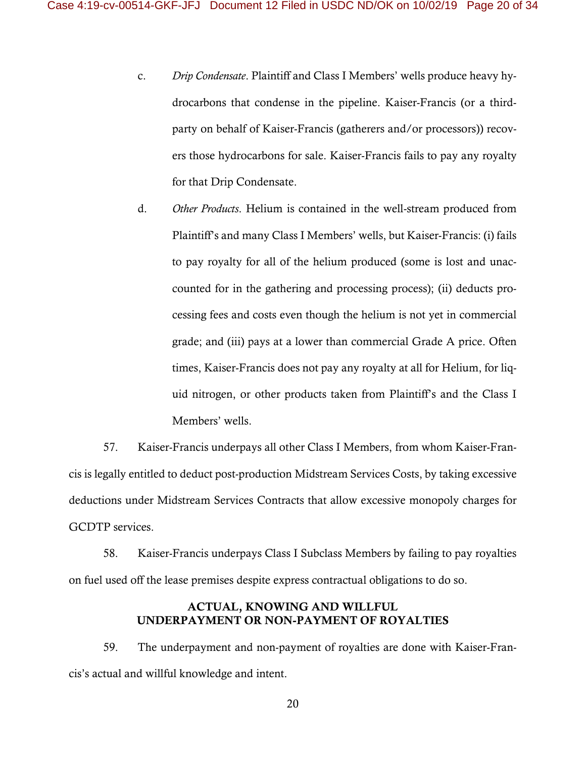c. *Drip Condensate*. Plaintiff and Class I Members' wells produce heavy hydrocarbons that condense in the pipeline. Kaiser-Francis (or a third-party on behalf of Kaiser-Francis (gatherers and/or processors)) recovers those hydrocarbons for sale. Kaiser-Francis fails to pay any royalty for that Drip Condensate.

d. *Other Products*. Helium is contained in the well-stream produced from Plaintiff's and many Class I Members' wells, but Kaiser-Francis: (i) fails to pay royalty for all of the helium produced (some is lost and unaccounted for in the gathering and processing process); (ii) deducts processing fees and costs even though the helium is not yet in commercial grade; and (iii) pays at a lower than commercial Grade A price. Often times, Kaiser-Francis does not pay any royalty at all for Helium, for liquid nitrogen, or other products taken from Plaintiff's and the Class I Members' wells.

57. Kaiser-Francis underpays all other Class I Members, from whom Kaiser-Francis is legally entitled to deduct post-production Midstream Services Costs, by taking excessive deductions under Midstream Services Contracts that allow excessive monopoly charges for GCDTP services.

58. Kaiser-Francis underpays Class I Subclass Members by failing to pay royalties on fuel used off the lease premises despite express contractual obligations to do so.

## ACTUAL, KNOWING AND WILLFUL UNDERPAYMENT OR NON-PAYMENT OF ROYALTIES

59. The underpayment and non-payment of royalties are done with Kaiser-Francis's actual and willful knowledge and intent.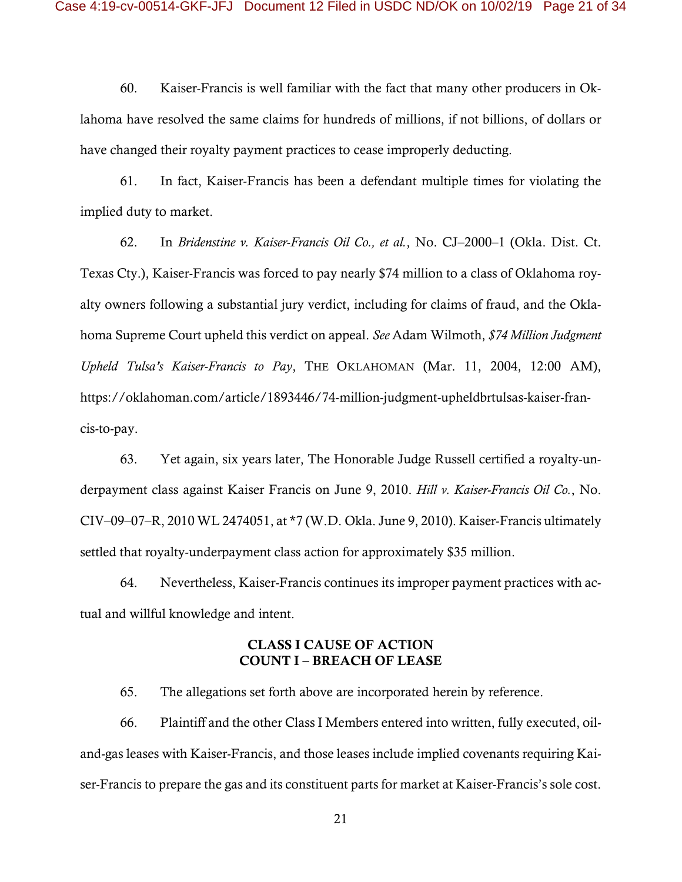60. Kaiser-Francis is well familiar with the fact that many other producers in Oklahoma have resolved the same claims for hundreds of millions, if not billions, of dollars or have changed their royalty payment practices to cease improperly deducting.

61. In fact, Kaiser-Francis has been a defendant multiple times for violating the implied duty to market.

62. In *Bridenstine v. Kaiser-Francis Oil Co., et al.*, No. CJ–2000–1 (Okla. Dist. Ct. Texas Cty.), Kaiser-Francis was forced to pay nearly $74 million to a class of Oklahoma royalty owners following a substantial jury verdict, including for claims of fraud, and the Oklahoma Supreme Court upheld this verdict on appeal. *See* Adam Wilmoth, *$74 Million Judgment Upheld Tulsa's Kaiser-Francis to Pay*, THE OKLAHOMAN (Mar. 11, 2004, 12:00 AM), https://oklahoman.com/article/1893446/74-million-judgment-upheldbrtulsas-kaiser-francis-to-pay.

63. Yet again, six years later, The Honorable Judge Russell certified a royalty-underpayment class against Kaiser Francis on June 9, 2010. *Hill v. Kaiser-Francis Oil Co.*, No. CIV–09–07–R, 2010 WL 2474051, at *7 (W.D. Okla. June 9, 2010). Kaiser-Francis ultimately settled that royalty-underpayment class action for approximately $35 million.

64. Nevertheless, Kaiser-Francis continues its improper payment practices with actual and willful knowledge and intent.

**CLASS I CAUSE OF ACTION**
**COUNT I – BREACH OF LEASE**

65. The allegations set forth above are incorporated herein by reference.

66. Plaintiff and the other Class I Members entered into written, fully executed, oil-and-gas leases with Kaiser-Francis, and those leases include implied covenants requiring Kaiser-Francis to prepare the gas and its constituent parts for market at Kaiser-Francis's sole cost.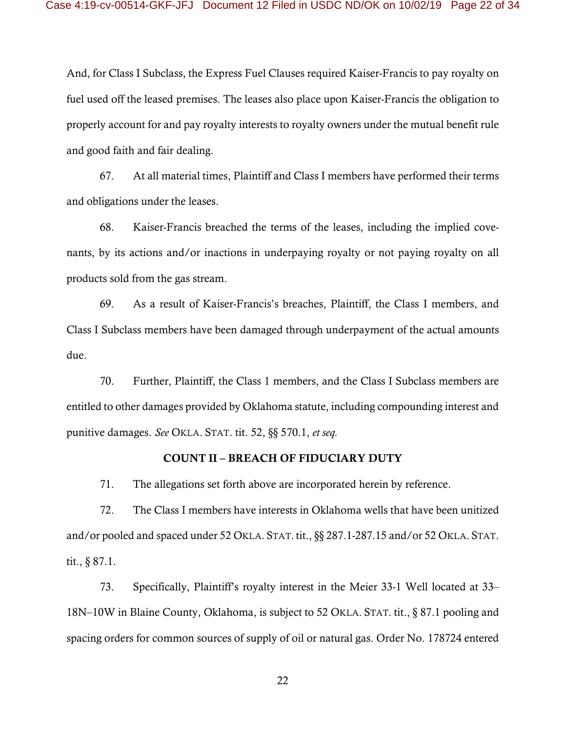And, for Class I Subclass, the Express Fuel Clauses required Kaiser-Francis to pay royalty on fuel used off the leased premises. The leases also place upon Kaiser-Francis the obligation to properly account for and pay royalty interests to royalty owners under the mutual benefit rule and good faith and fair dealing.

67. At all material times, Plaintiff and Class I members have performed their terms and obligations under the leases.

68. Kaiser-Francis breached the terms of the leases, including the implied covenants, by its actions and/or inactions in underpaying royalty or not paying royalty on all products sold from the gas stream.

69. As a result of Kaiser-Francis's breaches, Plaintiff, the Class I members, and Class I Subclass members have been damaged through underpayment of the actual amounts due.

70. Further, Plaintiff, the Class 1 members, and the Class I Subclass members are entitled to other damages provided by Oklahoma statute, including compounding interest and punitive damages. *See* OKLA. STAT. tit. 52, §§ 570.1, *et seq.*

**COUNT II – BREACH OF FIDUCIARY DUTY**

71. The allegations set forth above are incorporated herein by reference.

72. The Class I members have interests in Oklahoma wells that have been unitized and/or pooled and spaced under 52 OKLA. STAT. tit., §§ 287.1-287.15 and/or 52 OKLA. STAT. tit., § 87.1.

73. Specifically, Plaintiff's royalty interest in the Meier 33-1 Well located at 33–18N–10W in Blaine County, Oklahoma, is subject to 52 OKLA. STAT. tit., § 87.1 pooling and spacing orders for common sources of supply of oil or natural gas. Order No. 178724 entered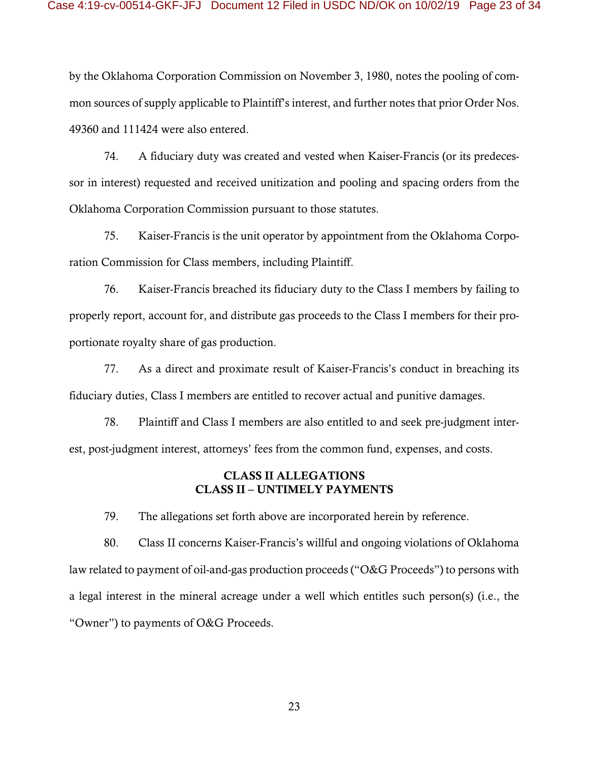by the Oklahoma Corporation Commission on November 3, 1980, notes the pooling of common sources of supply applicable to Plaintiff's interest, and further notes that prior Order Nos. 49360 and 111424 were also entered.

74. A fiduciary duty was created and vested when Kaiser-Francis (or its predecessor in interest) requested and received unitization and pooling and spacing orders from the Oklahoma Corporation Commission pursuant to those statutes.

75. Kaiser-Francis is the unit operator by appointment from the Oklahoma Corporation Commission for Class members, including Plaintiff.

76. Kaiser-Francis breached its fiduciary duty to the Class I members by failing to properly report, account for, and distribute gas proceeds to the Class I members for their proportionate royalty share of gas production.

77. As a direct and proximate result of Kaiser-Francis's conduct in breaching its fiduciary duties, Class I members are entitled to recover actual and punitive damages.

78. Plaintiff and Class I members are also entitled to and seek pre-judgment interest, post-judgment interest, attorneys' fees from the common fund, expenses, and costs.

**CLASS II ALLEGATIONS**
**CLASS II – UNTIMELY PAYMENTS**

79. The allegations set forth above are incorporated herein by reference.

80. Class II concerns Kaiser-Francis's willful and ongoing violations of Oklahoma law related to payment of oil-and-gas production proceeds ("O&G Proceeds") to persons with a legal interest in the mineral acreage under a well which entitles such person(s) (i.e., the "Owner") to payments of O&G Proceeds.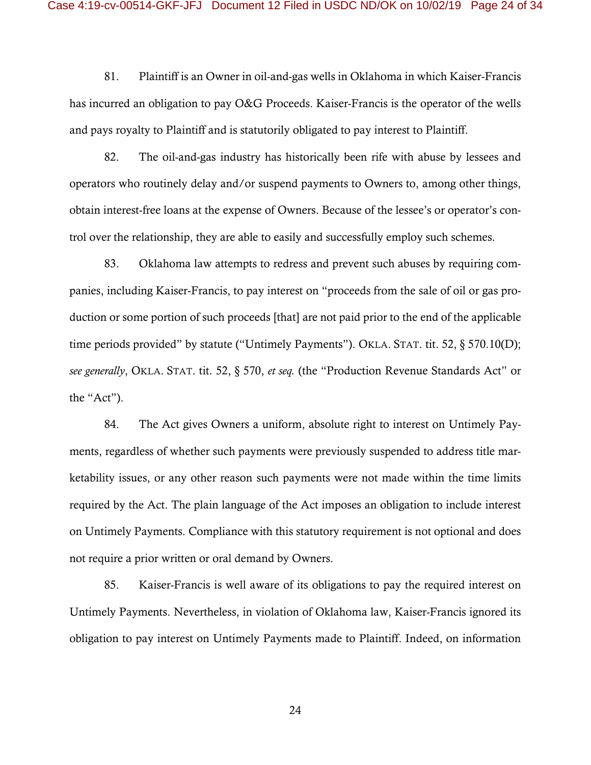81. Plaintiff is an Owner in oil-and-gas wells in Oklahoma in which Kaiser-Francis has incurred an obligation to pay O&G Proceeds. Kaiser-Francis is the operator of the wells and pays royalty to Plaintiff and is statutorily obligated to pay interest to Plaintiff.

82. The oil-and-gas industry has historically been rife with abuse by lessees and operators who routinely delay and/or suspend payments to Owners to, among other things, obtain interest-free loans at the expense of Owners. Because of the lessee's or operator's control over the relationship, they are able to easily and successfully employ such schemes.

83. Oklahoma law attempts to redress and prevent such abuses by requiring companies, including Kaiser-Francis, to pay interest on "proceeds from the sale of oil or gas production or some portion of such proceeds [that] are not paid prior to the end of the applicable time periods provided" by statute ("Untimely Payments"). OKLA. STAT. tit. 52, § 570.10(D); *see generally*, OKLA. STAT. tit. 52, § 570, *et seq.* (the "Production Revenue Standards Act" or the "Act").

84. The Act gives Owners a uniform, absolute right to interest on Untimely Payments, regardless of whether such payments were previously suspended to address title marketability issues, or any other reason such payments were not made within the time limits required by the Act. The plain language of the Act imposes an obligation to include interest on Untimely Payments. Compliance with this statutory requirement is not optional and does not require a prior written or oral demand by Owners.

85. Kaiser-Francis is well aware of its obligations to pay the required interest on Untimely Payments. Nevertheless, in violation of Oklahoma law, Kaiser-Francis ignored its obligation to pay interest on Untimely Payments made to Plaintiff. Indeed, on information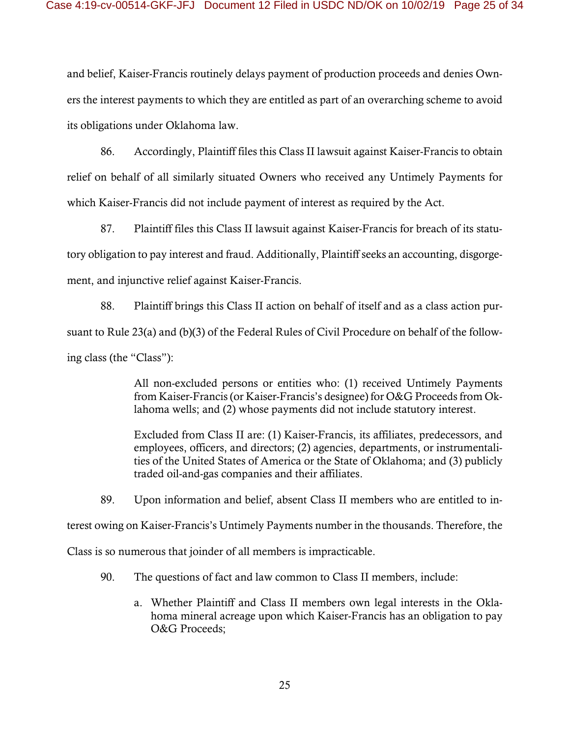and belief, Kaiser-Francis routinely delays payment of production proceeds and denies Owners the interest payments to which they are entitled as part of an overarching scheme to avoid its obligations under Oklahoma law.

86. Accordingly, Plaintiff files this Class II lawsuit against Kaiser-Francis to obtain relief on behalf of all similarly situated Owners who received any Untimely Payments for which Kaiser-Francis did not include payment of interest as required by the Act.

87. Plaintiff files this Class II lawsuit against Kaiser-Francis for breach of its statutory obligation to pay interest and fraud. Additionally, Plaintiff seeks an accounting, disgorgement, and injunctive relief against Kaiser-Francis.

88. Plaintiff brings this Class II action on behalf of itself and as a class action pursuant to Rule 23(a) and (b)(3) of the Federal Rules of Civil Procedure on behalf of the following class (the "Class"):

> All non-excluded persons or entities who: (1) received Untimely Payments from Kaiser-Francis (or Kaiser-Francis's designee) for O&G Proceeds from Oklahoma wells; and (2) whose payments did not include statutory interest.
>
> Excluded from Class II are: (1) Kaiser-Francis, its affiliates, predecessors, and employees, officers, and directors; (2) agencies, departments, or instrumentalities of the United States of America or the State of Oklahoma; and (3) publicly traded oil-and-gas companies and their affiliates.

89. Upon information and belief, absent Class II members who are entitled to interest owing on Kaiser-Francis's Untimely Payments number in the thousands. Therefore, the Class is so numerous that joinder of all members is impracticable.

90. The questions of fact and law common to Class II members, include:

a. Whether Plaintiff and Class II members own legal interests in the Oklahoma mineral acreage upon which Kaiser-Francis has an obligation to pay O&G Proceeds;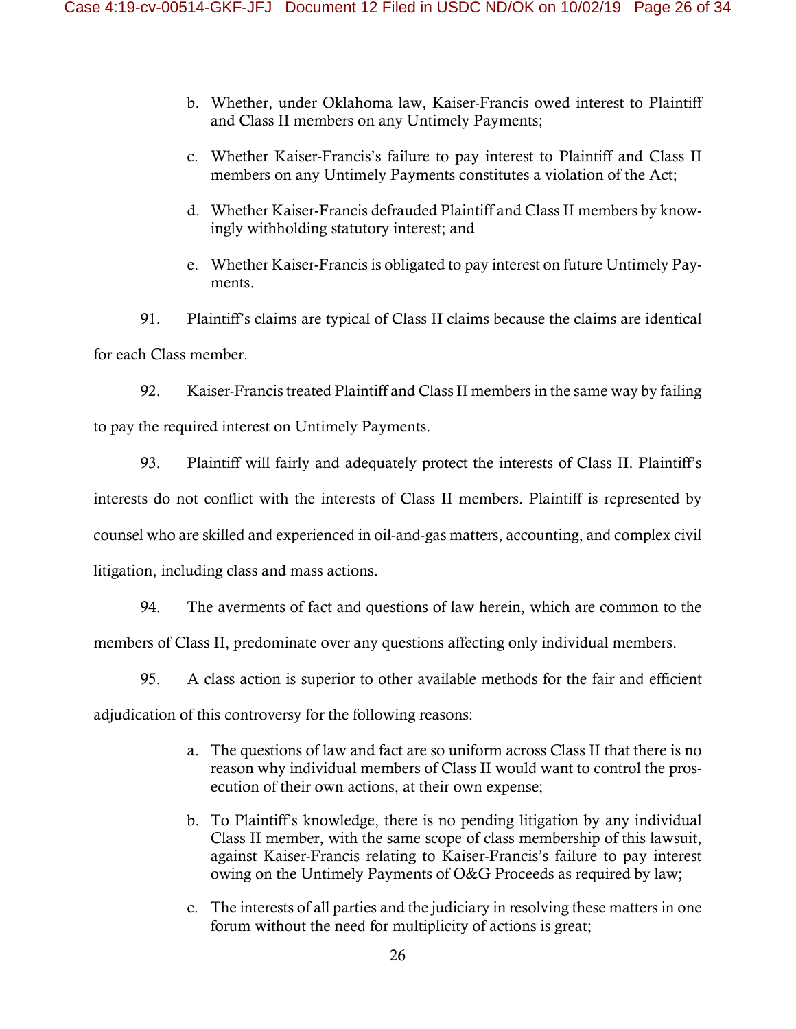b. Whether, under Oklahoma law, Kaiser-Francis owed interest to Plaintiff and Class II members on any Untimely Payments;

c. Whether Kaiser-Francis's failure to pay interest to Plaintiff and Class II members on any Untimely Payments constitutes a violation of the Act;

d. Whether Kaiser-Francis defrauded Plaintiff and Class II members by knowingly withholding statutory interest; and

e. Whether Kaiser-Francis is obligated to pay interest on future Untimely Payments.

91. Plaintiff's claims are typical of Class II claims because the claims are identical for each Class member.

92. Kaiser-Francis treated Plaintiff and Class II members in the same way by failing to pay the required interest on Untimely Payments.

93. Plaintiff will fairly and adequately protect the interests of Class II. Plaintiff's interests do not conflict with the interests of Class II members. Plaintiff is represented by counsel who are skilled and experienced in oil-and-gas matters, accounting, and complex civil litigation, including class and mass actions.

94. The averments of fact and questions of law herein, which are common to the members of Class II, predominate over any questions affecting only individual members.

95. A class action is superior to other available methods for the fair and efficient adjudication of this controversy for the following reasons:

a. The questions of law and fact are so uniform across Class II that there is no reason why individual members of Class II would want to control the prosecution of their own actions, at their own expense;

b. To Plaintiff's knowledge, there is no pending litigation by any individual Class II member, with the same scope of class membership of this lawsuit, against Kaiser-Francis relating to Kaiser-Francis's failure to pay interest owing on the Untimely Payments of O&G Proceeds as required by law;

c. The interests of all parties and the judiciary in resolving these matters in one forum without the need for multiplicity of actions is great;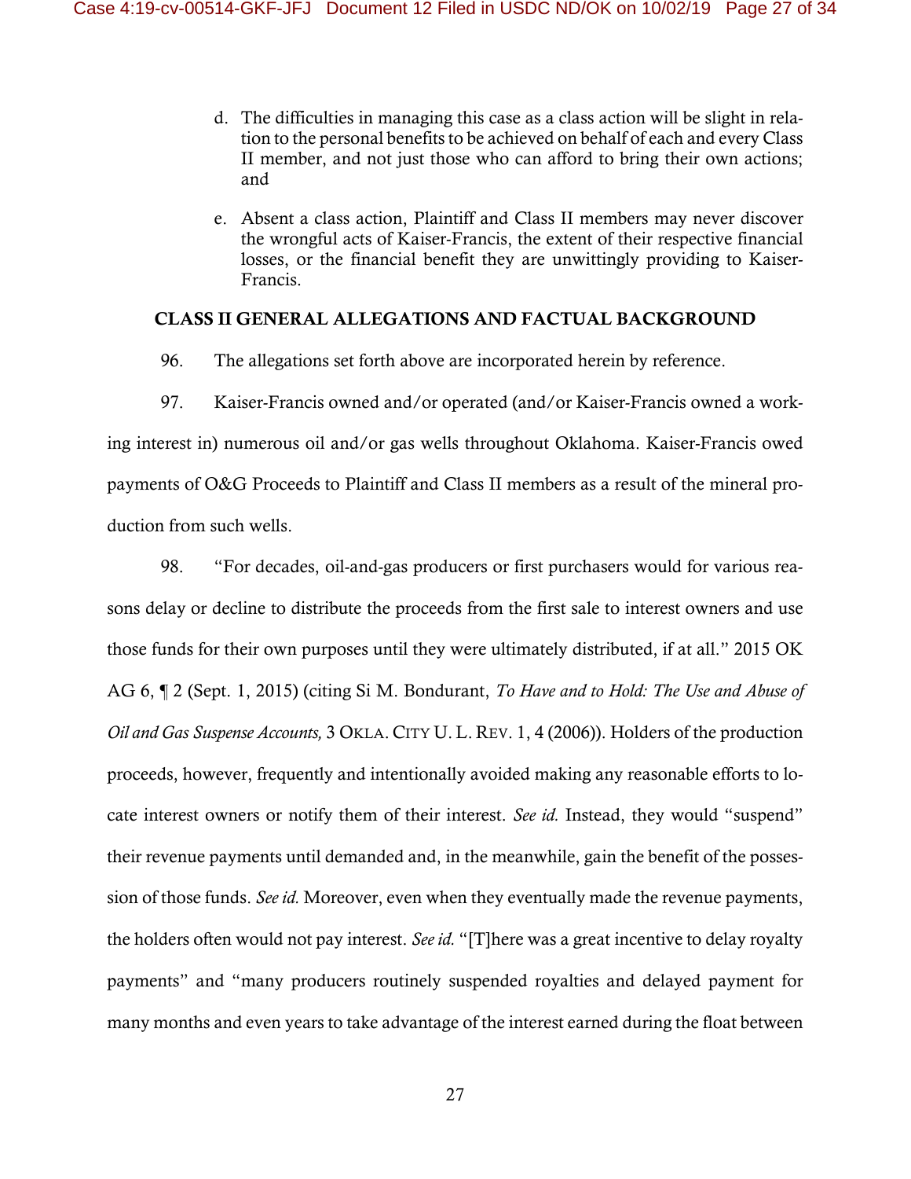d. The difficulties in managing this case as a class action will be slight in relation to the personal benefits to be achieved on behalf of each and every Class II member, and not just those who can afford to bring their own actions; and

e. Absent a class action, Plaintiff and Class II members may never discover the wrongful acts of Kaiser-Francis, the extent of their respective financial losses, or the financial benefit they are unwittingly providing to Kaiser-Francis.

## CLASS II GENERAL ALLEGATIONS AND FACTUAL BACKGROUND

96. The allegations set forth above are incorporated herein by reference.

97. Kaiser-Francis owned and/or operated (and/or Kaiser-Francis owned a working interest in) numerous oil and/or gas wells throughout Oklahoma. Kaiser-Francis owed payments of O&G Proceeds to Plaintiff and Class II members as a result of the mineral production from such wells.

98. "For decades, oil-and-gas producers or first purchasers would for various reasons delay or decline to distribute the proceeds from the first sale to interest owners and use those funds for their own purposes until they were ultimately distributed, if at all." 2015 OK AG 6, ¶ 2 (Sept. 1, 2015) (citing Si M. Bondurant, *To Have and to Hold: The Use and Abuse of Oil and Gas Suspense Accounts,* 3 OKLA. CITY U. L. REV. 1, 4 (2006)). Holders of the production proceeds, however, frequently and intentionally avoided making any reasonable efforts to locate interest owners or notify them of their interest. *See id.* Instead, they would "suspend" their revenue payments until demanded and, in the meanwhile, gain the benefit of the possession of those funds. *See id.* Moreover, even when they eventually made the revenue payments, the holders often would not pay interest. *See id.* "[T]here was a great incentive to delay royalty payments" and "many producers routinely suspended royalties and delayed payment for many months and even years to take advantage of the interest earned during the float between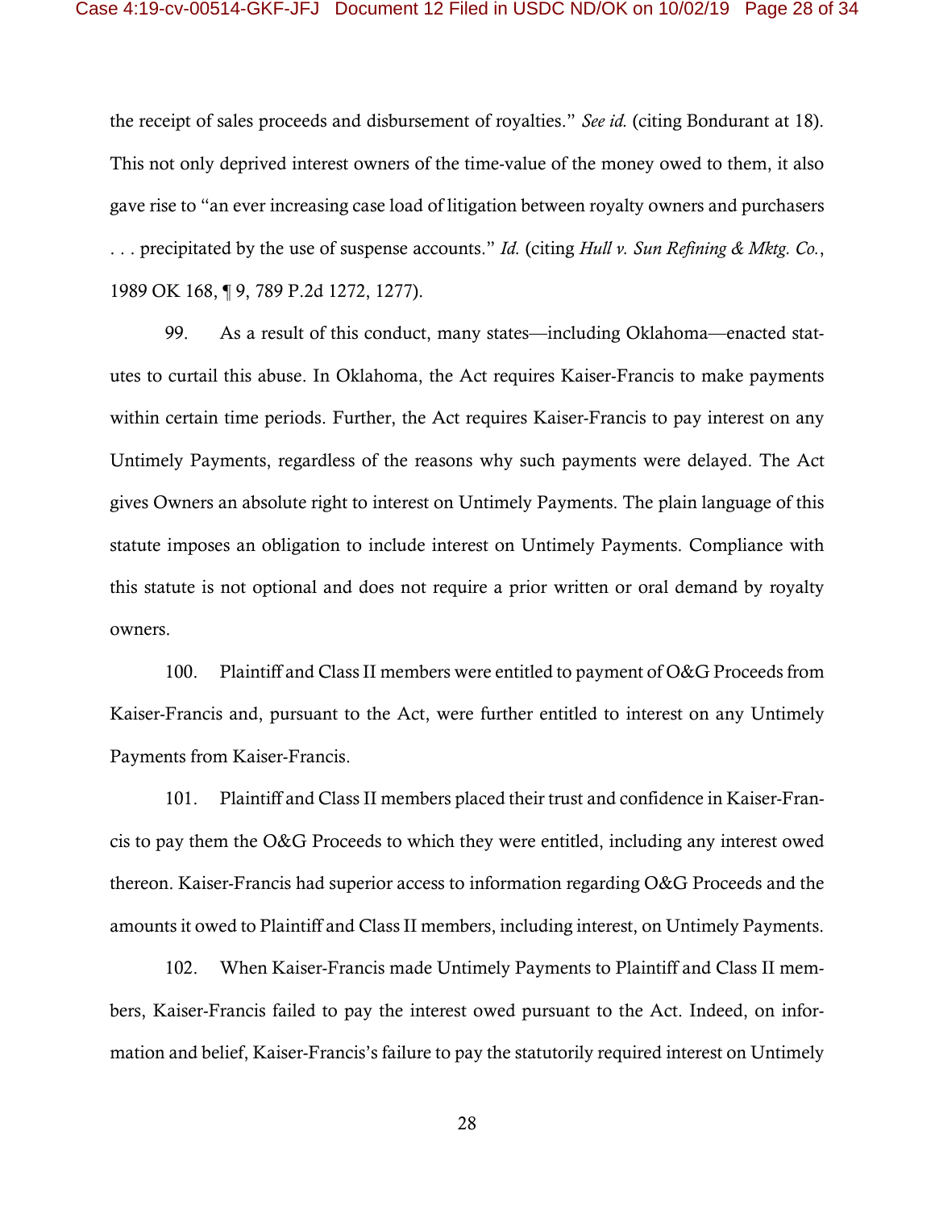the receipt of sales proceeds and disbursement of royalties." *See id.* (citing Bondurant at 18). This not only deprived interest owners of the time-value of the money owed to them, it also gave rise to "an ever increasing case load of litigation between royalty owners and purchasers . . . precipitated by the use of suspense accounts." *Id.* (citing *Hull v. Sun Refining & Mktg. Co.*, 1989 OK 168, ¶ 9, 789 P.2d 1272, 1277).

99. As a result of this conduct, many states—including Oklahoma—enacted statutes to curtail this abuse. In Oklahoma, the Act requires Kaiser-Francis to make payments within certain time periods. Further, the Act requires Kaiser-Francis to pay interest on any Untimely Payments, regardless of the reasons why such payments were delayed. The Act gives Owners an absolute right to interest on Untimely Payments. The plain language of this statute imposes an obligation to include interest on Untimely Payments. Compliance with this statute is not optional and does not require a prior written or oral demand by royalty owners.

100. Plaintiff and Class II members were entitled to payment of O&G Proceeds from Kaiser-Francis and, pursuant to the Act, were further entitled to interest on any Untimely Payments from Kaiser-Francis.

101. Plaintiff and Class II members placed their trust and confidence in Kaiser-Francis to pay them the O&G Proceeds to which they were entitled, including any interest owed thereon. Kaiser-Francis had superior access to information regarding O&G Proceeds and the amounts it owed to Plaintiff and Class II members, including interest, on Untimely Payments.

102. When Kaiser-Francis made Untimely Payments to Plaintiff and Class II members, Kaiser-Francis failed to pay the interest owed pursuant to the Act. Indeed, on information and belief, Kaiser-Francis's failure to pay the statutorily required interest on Untimely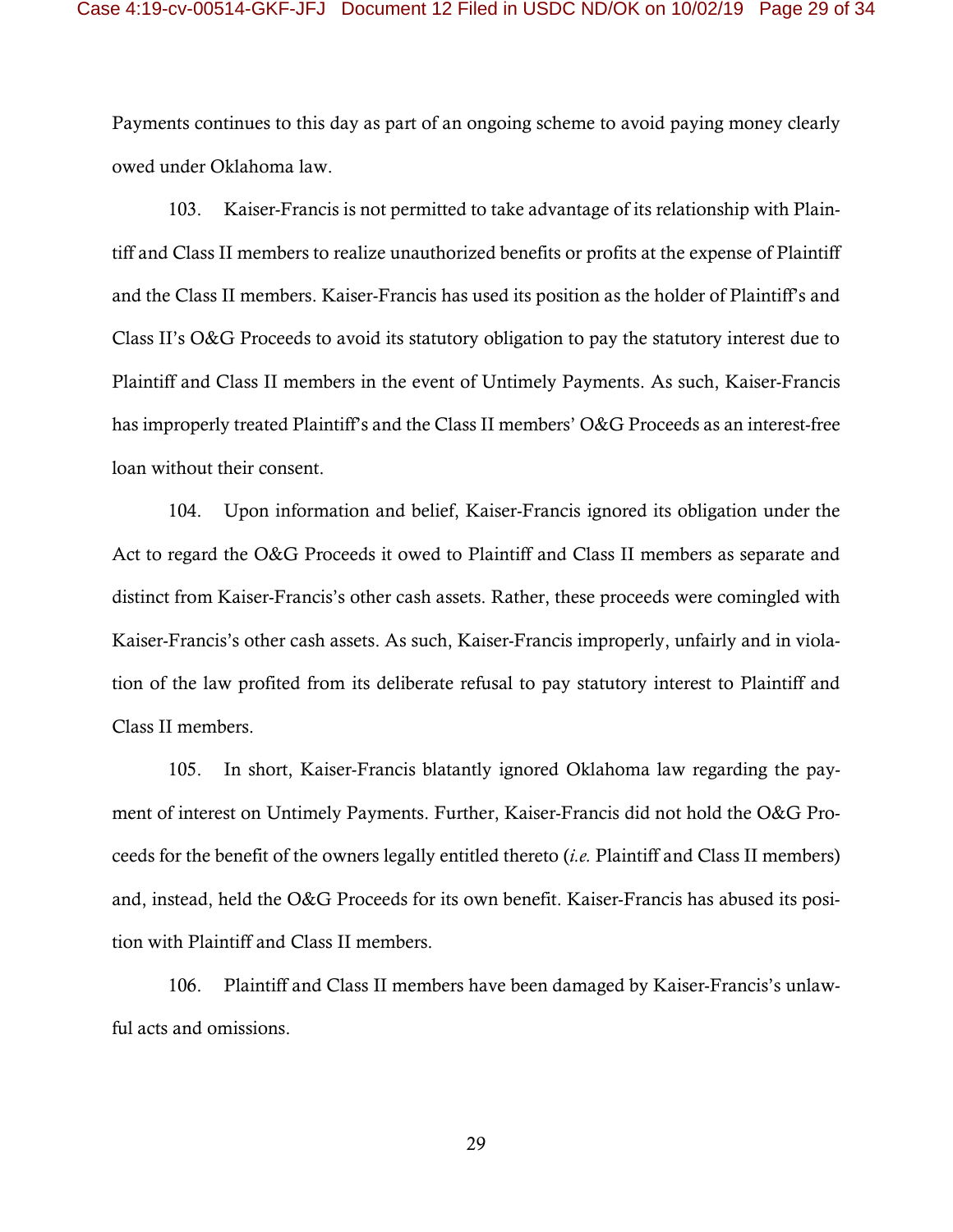Payments continues to this day as part of an ongoing scheme to avoid paying money clearly owed under Oklahoma law.

103. Kaiser-Francis is not permitted to take advantage of its relationship with Plaintiff and Class II members to realize unauthorized benefits or profits at the expense of Plaintiff and the Class II members. Kaiser-Francis has used its position as the holder of Plaintiff's and Class II's O&G Proceeds to avoid its statutory obligation to pay the statutory interest due to Plaintiff and Class II members in the event of Untimely Payments. As such, Kaiser-Francis has improperly treated Plaintiff's and the Class II members' O&G Proceeds as an interest-free loan without their consent.

104. Upon information and belief, Kaiser-Francis ignored its obligation under the Act to regard the O&G Proceeds it owed to Plaintiff and Class II members as separate and distinct from Kaiser-Francis's other cash assets. Rather, these proceeds were comingled with Kaiser-Francis's other cash assets. As such, Kaiser-Francis improperly, unfairly and in violation of the law profited from its deliberate refusal to pay statutory interest to Plaintiff and Class II members.

105. In short, Kaiser-Francis blatantly ignored Oklahoma law regarding the payment of interest on Untimely Payments. Further, Kaiser-Francis did not hold the O&G Proceeds for the benefit of the owners legally entitled thereto (*i.e.* Plaintiff and Class II members) and, instead, held the O&G Proceeds for its own benefit. Kaiser-Francis has abused its position with Plaintiff and Class II members.

106. Plaintiff and Class II members have been damaged by Kaiser-Francis's unlawful acts and omissions.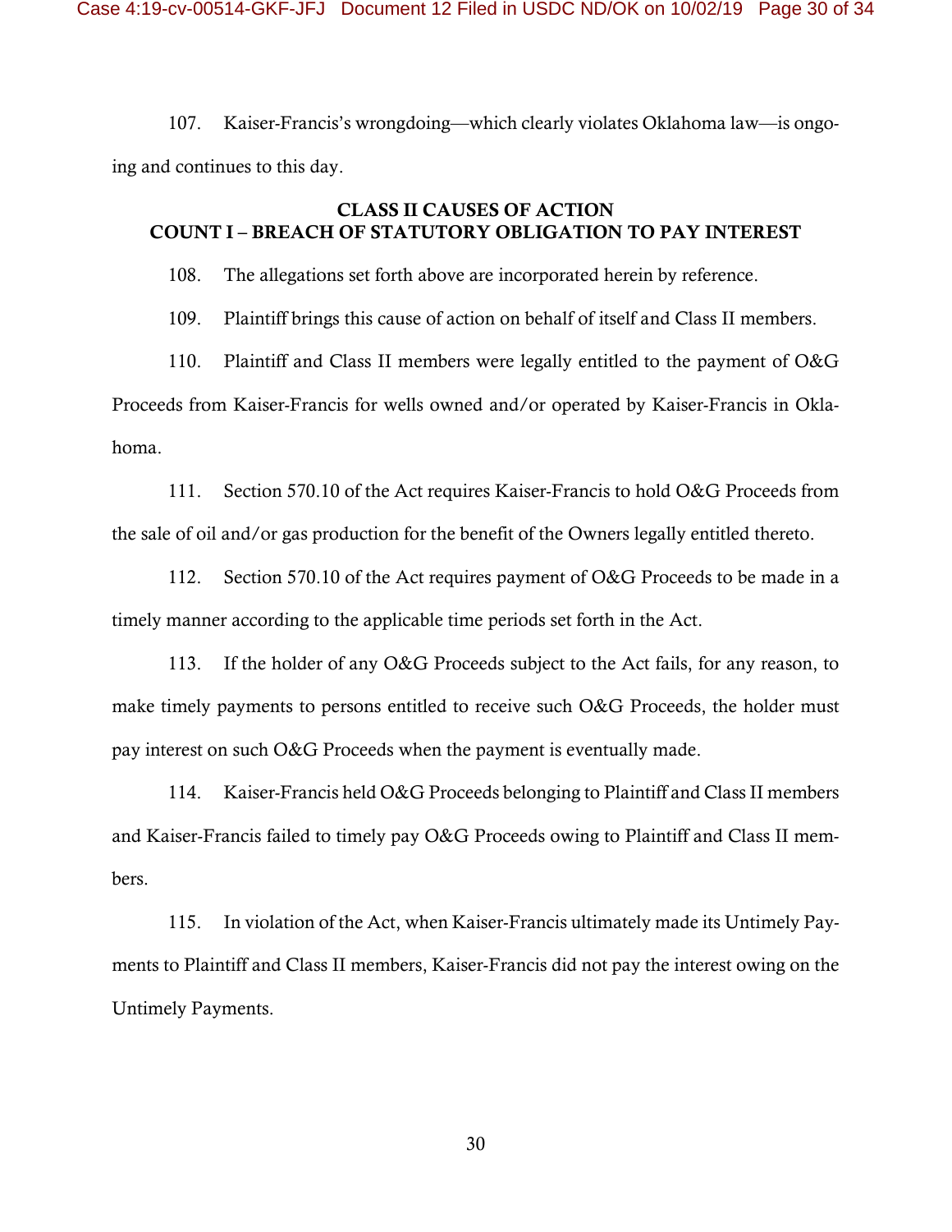107. Kaiser-Francis's wrongdoing—which clearly violates Oklahoma law—is ongoing and continues to this day.

## CLASS II CAUSES OF ACTION
## COUNT I – BREACH OF STATUTORY OBLIGATION TO PAY INTEREST

108. The allegations set forth above are incorporated herein by reference.

109. Plaintiff brings this cause of action on behalf of itself and Class II members.

110. Plaintiff and Class II members were legally entitled to the payment of O&G Proceeds from Kaiser-Francis for wells owned and/or operated by Kaiser-Francis in Oklahoma.

111. Section 570.10 of the Act requires Kaiser-Francis to hold O&G Proceeds from the sale of oil and/or gas production for the benefit of the Owners legally entitled thereto.

112. Section 570.10 of the Act requires payment of O&G Proceeds to be made in a timely manner according to the applicable time periods set forth in the Act.

113. If the holder of any O&G Proceeds subject to the Act fails, for any reason, to make timely payments to persons entitled to receive such O&G Proceeds, the holder must pay interest on such O&G Proceeds when the payment is eventually made.

114. Kaiser-Francis held O&G Proceeds belonging to Plaintiff and Class II members and Kaiser-Francis failed to timely pay O&G Proceeds owing to Plaintiff and Class II members.

115. In violation of the Act, when Kaiser-Francis ultimately made its Untimely Payments to Plaintiff and Class II members, Kaiser-Francis did not pay the interest owing on the Untimely Payments.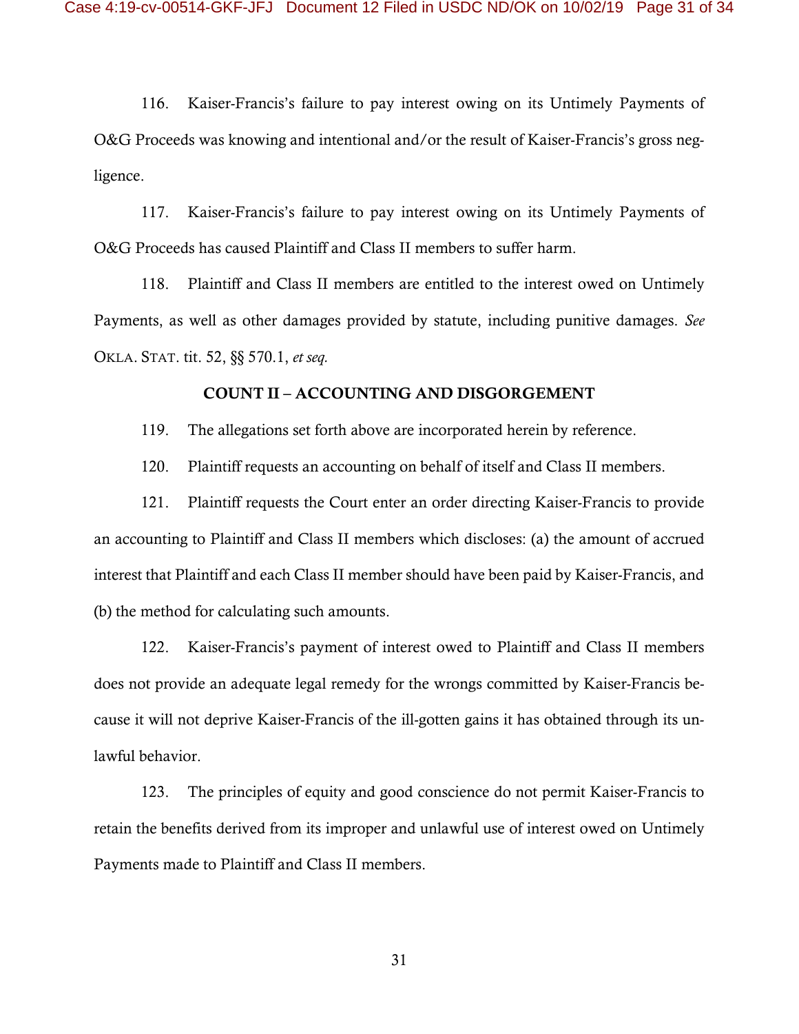116. Kaiser-Francis's failure to pay interest owing on its Untimely Payments of O&G Proceeds was knowing and intentional and/or the result of Kaiser-Francis's gross negligence.

117. Kaiser-Francis's failure to pay interest owing on its Untimely Payments of O&G Proceeds has caused Plaintiff and Class II members to suffer harm.

118. Plaintiff and Class II members are entitled to the interest owed on Untimely Payments, as well as other damages provided by statute, including punitive damages. *See* OKLA. STAT. tit. 52, §§ 570.1, *et seq.*

**COUNT II – ACCOUNTING AND DISGORGEMENT**

119. The allegations set forth above are incorporated herein by reference.

120. Plaintiff requests an accounting on behalf of itself and Class II members.

121. Plaintiff requests the Court enter an order directing Kaiser-Francis to provide an accounting to Plaintiff and Class II members which discloses: (a) the amount of accrued interest that Plaintiff and each Class II member should have been paid by Kaiser-Francis, and (b) the method for calculating such amounts.

122. Kaiser-Francis's payment of interest owed to Plaintiff and Class II members does not provide an adequate legal remedy for the wrongs committed by Kaiser-Francis because it will not deprive Kaiser-Francis of the ill-gotten gains it has obtained through its unlawful behavior.

123. The principles of equity and good conscience do not permit Kaiser-Francis to retain the benefits derived from its improper and unlawful use of interest owed on Untimely Payments made to Plaintiff and Class II members.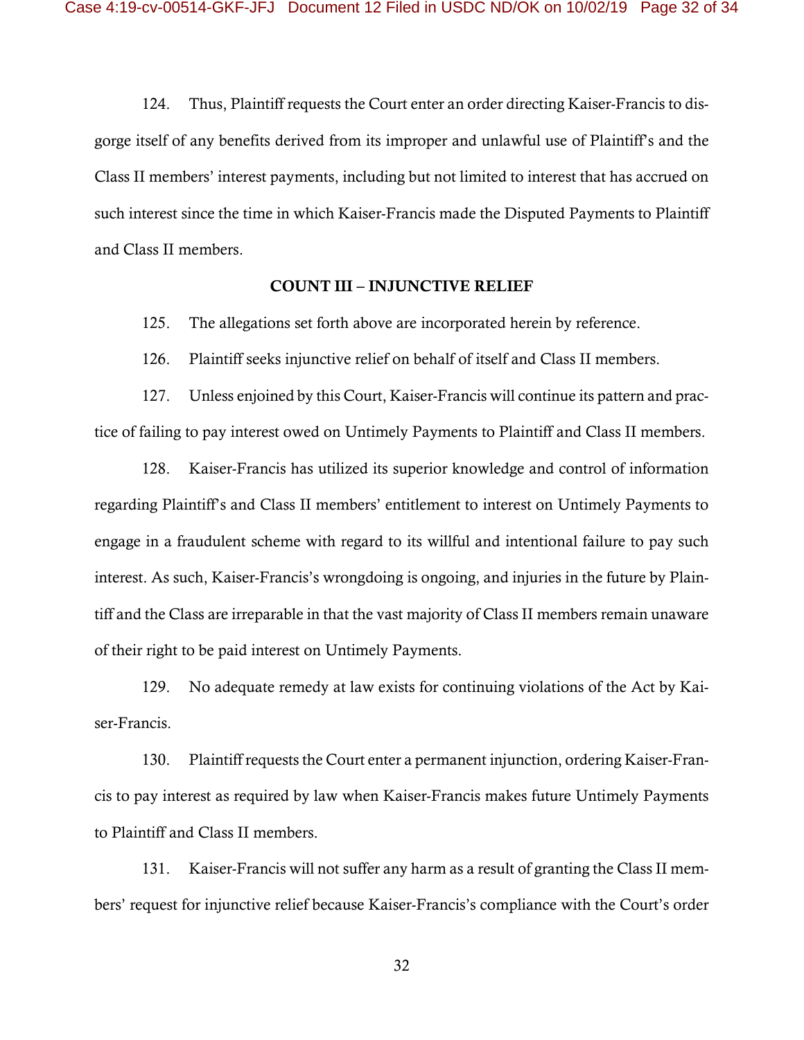124. Thus, Plaintiff requests the Court enter an order directing Kaiser-Francis to disgorge itself of any benefits derived from its improper and unlawful use of Plaintiff's and the Class II members' interest payments, including but not limited to interest that has accrued on such interest since the time in which Kaiser-Francis made the Disputed Payments to Plaintiff and Class II members.

**COUNT III – INJUNCTIVE RELIEF**

125. The allegations set forth above are incorporated herein by reference.

126. Plaintiff seeks injunctive relief on behalf of itself and Class II members.

127. Unless enjoined by this Court, Kaiser-Francis will continue its pattern and practice of failing to pay interest owed on Untimely Payments to Plaintiff and Class II members.

128. Kaiser-Francis has utilized its superior knowledge and control of information regarding Plaintiff's and Class II members' entitlement to interest on Untimely Payments to engage in a fraudulent scheme with regard to its willful and intentional failure to pay such interest. As such, Kaiser-Francis's wrongdoing is ongoing, and injuries in the future by Plaintiff and the Class are irreparable in that the vast majority of Class II members remain unaware of their right to be paid interest on Untimely Payments.

129. No adequate remedy at law exists for continuing violations of the Act by Kaiser-Francis.

130. Plaintiff requests the Court enter a permanent injunction, ordering Kaiser-Francis to pay interest as required by law when Kaiser-Francis makes future Untimely Payments to Plaintiff and Class II members.

131. Kaiser-Francis will not suffer any harm as a result of granting the Class II members' request for injunctive relief because Kaiser-Francis's compliance with the Court's order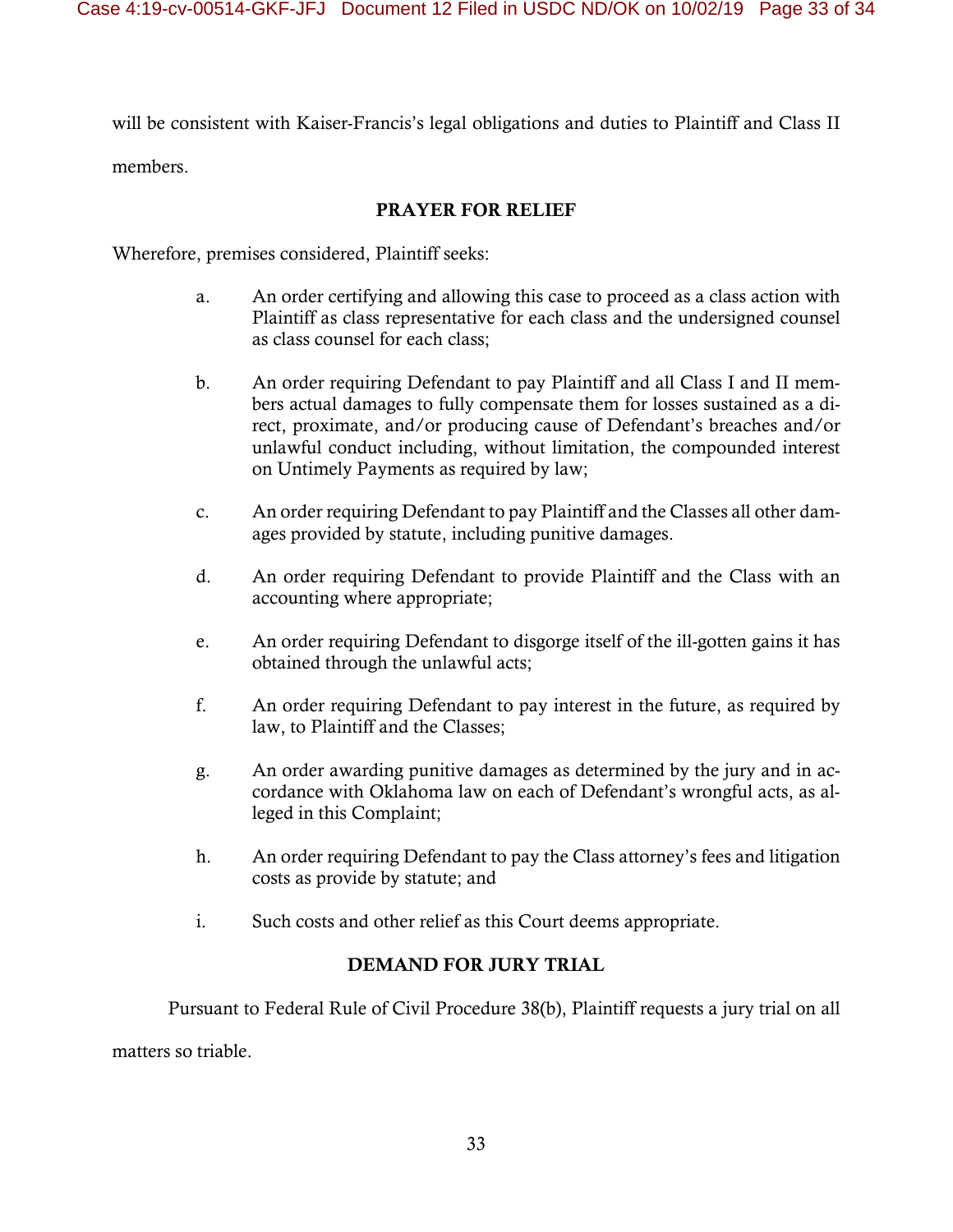will be consistent with Kaiser-Francis's legal obligations and duties to Plaintiff and Class II members.

## PRAYER FOR RELIEF

Wherefore, premises considered, Plaintiff seeks:

a. An order certifying and allowing this case to proceed as a class action with Plaintiff as class representative for each class and the undersigned counsel as class counsel for each class;

b. An order requiring Defendant to pay Plaintiff and all Class I and II members actual damages to fully compensate them for losses sustained as a direct, proximate, and/or producing cause of Defendant's breaches and/or unlawful conduct including, without limitation, the compounded interest on Untimely Payments as required by law;

c. An order requiring Defendant to pay Plaintiff and the Classes all other damages provided by statute, including punitive damages.

d. An order requiring Defendant to provide Plaintiff and the Class with an accounting where appropriate;

e. An order requiring Defendant to disgorge itself of the ill-gotten gains it has obtained through the unlawful acts;

f. An order requiring Defendant to pay interest in the future, as required by law, to Plaintiff and the Classes;

g. An order awarding punitive damages as determined by the jury and in accordance with Oklahoma law on each of Defendant's wrongful acts, as alleged in this Complaint;

h. An order requiring Defendant to pay the Class attorney's fees and litigation costs as provide by statute; and

i. Such costs and other relief as this Court deems appropriate.

## DEMAND FOR JURY TRIAL

Pursuant to Federal Rule of Civil Procedure 38(b), Plaintiff requests a jury trial on all matters so triable.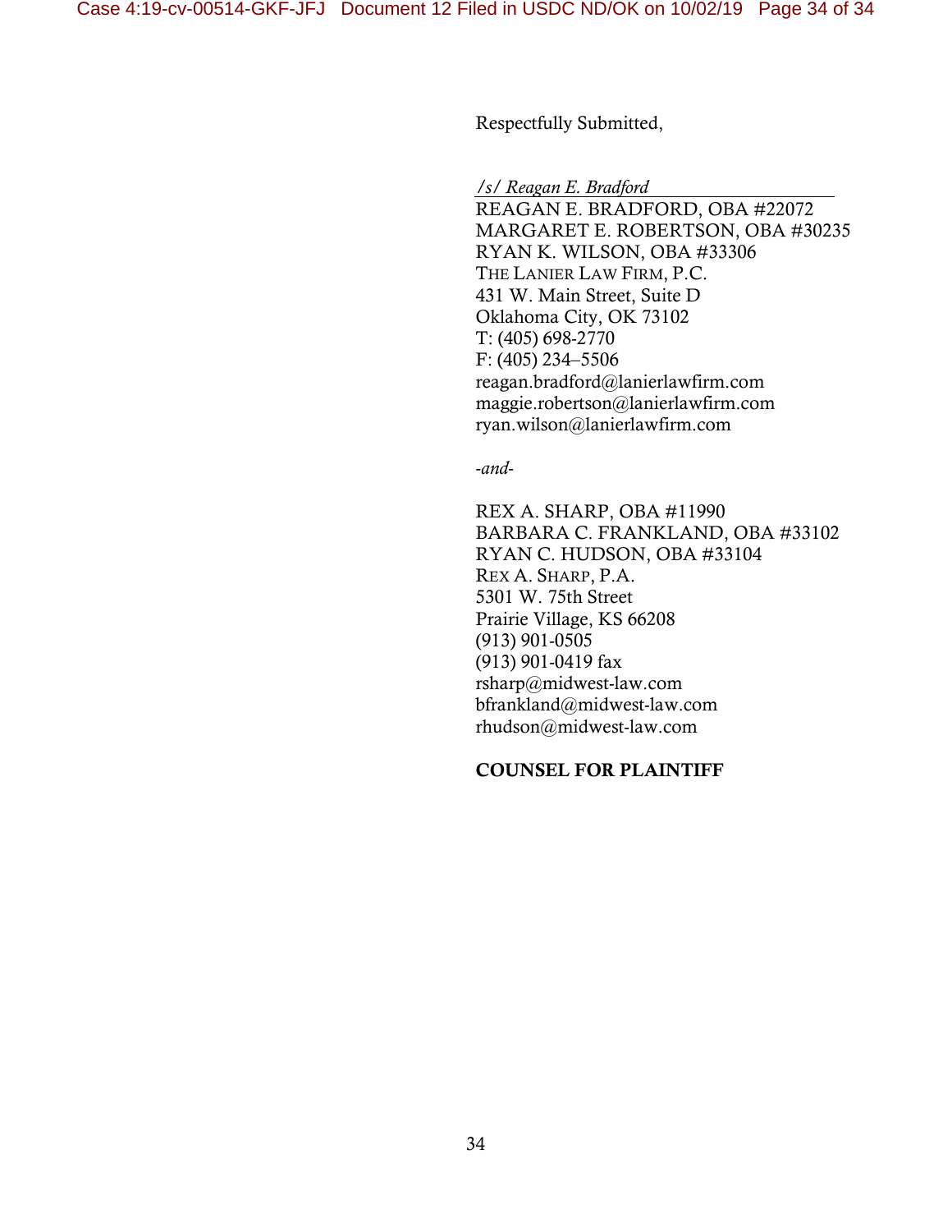Respectfully Submitted,

*/s/ Reagan E. Bradford*
REAGAN E. BRADFORD, OBA #22072
MARGARET E. ROBERTSON, OBA #30235
RYAN K. WILSON, OBA #33306
THE LANIER LAW FIRM, P.C.
431 W. Main Street, Suite D
Oklahoma City, OK 73102
T: (405) 698-2770
F: (405) 234–5506
reagan.bradford@lanierlawfirm.com
maggie.robertson@lanierlawfirm.com
ryan.wilson@lanierlawfirm.com

*-and-*

REX A. SHARP, OBA #11990
BARBARA C. FRANKLAND, OBA #33102
RYAN C. HUDSON, OBA #33104
REX A. SHARP, P.A.
5301 W. 75th Street
Prairie Village, KS 66208
(913) 901-0505
(913) 901-0419 fax
rsharp@midwest-law.com
bfrankland@midwest-law.com
rhudson@midwest-law.com

**COUNSEL FOR PLAINTIFF**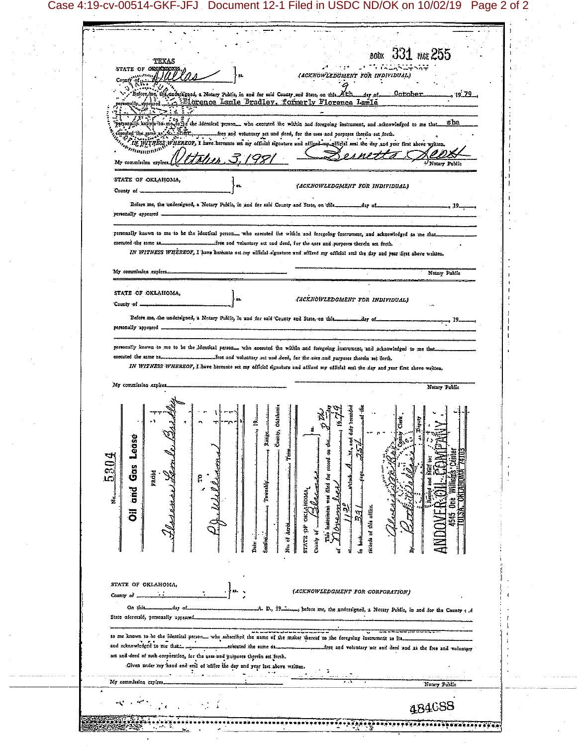BOOK 331 PAGE 255

STATE OF TEXAS
County of Dallas } ss. *(ACKNOWLEDGMENT FOR INDIVIDUAL)*

Before me, the undersigned, a Notary Public, in and for said County and State, on this 9th day of October, 19 79, personally appeared Florence Lamle Bradley, formerly Florence Lamle

personally known to me to be the identical person who executed the within and foregoing instrument, and acknowledged to me that she executed the same as her free and voluntary act and deed, for the uses and purposes therein set forth.

*IN WITNESS WHEREOF*, I have hereunto set my official signature and affixed my official seal the day and year first above written.

My commission expires October 3, 1981

Bernetta Scott
Notary Public

---

STATE OF OKLAHOMA,
County of ______ } ss. *(ACKNOWLEDGMENT FOR INDIVIDUAL)*

Before me, the undersigned, a Notary Public, in and for said County and State, on this ______ day of ______, 19____, personally appeared ______

personally known to me to be the identical person____ who executed the within and foregoing instrument, and acknowledged to me that ______ executed the same as ______ free and voluntary act and deed, for the uses and purposes therein set forth.

*IN WITNESS WHEREOF*, I have hereunto set my official signature and affixed my official seal the day and year first above written.

My commission expires ______

______ Notary Public

---

STATE OF OKLAHOMA,
County of ______ } ss. *(ACKNOWLEDGMENT FOR INDIVIDUAL)*

Before me, the undersigned, a Notary Public, in and for said County and State, on this ______ day of ______, 19____, personally appeared ______

personally known to me to be the identical person____ who executed the within and foregoing instrument, and acknowledged to me that ______ executed the same as ______ free and voluntary act and deed, for the uses and purposes therein set forth.

*IN WITNESS WHEREOF*, I have hereunto set my official signature and affixed my official seal the day and year first above written.

My commission expires ______

______ Notary Public

---

No. 5304

## Oil and Gas Lease

FROM Florence Lamle Bradley

TO R. J. Williams

Date ______, 19____

Section ______ Township ______ Range ______ County, Oklahoma

No. of Acres ______ Term ______

STATE OF OKLAHOMA,
County of Blaine } ss.

This instrument was filed for record on the 27th day of November 19 79 at 1:20 o'clock P. M., and duly recorded in book 331 page 255 of the records of this office.

Alvesia Ann Box, County Clerk.

By Ruth Wallace, Deputy

Record and Mail to:
ANDOVER OIL COMPANY
4545 One Williams Center
TULSA, OKLAHOMA 74103

---

STATE OF OKLAHOMA,
County of ______ } ss. *(ACKNOWLEDGMENT FOR CORPORATION)*

On this ______ day of ______ A. D., 19____, before me, the undersigned, a Notary Public, in and for the County and State aforesaid, personally appeared ______

to me known to be the identical person____ who subscribed the name of the maker thereof to the foregoing instrument as its ______ and acknowledged to me that ______ executed the same as ______ free and voluntary act and deed and as the free and voluntary act and deed of such corporation, for the uses and purposes therein set forth.

Given under my hand and seal of office the day and year last above written.

My commission expires ______

______ Notary Public

484088